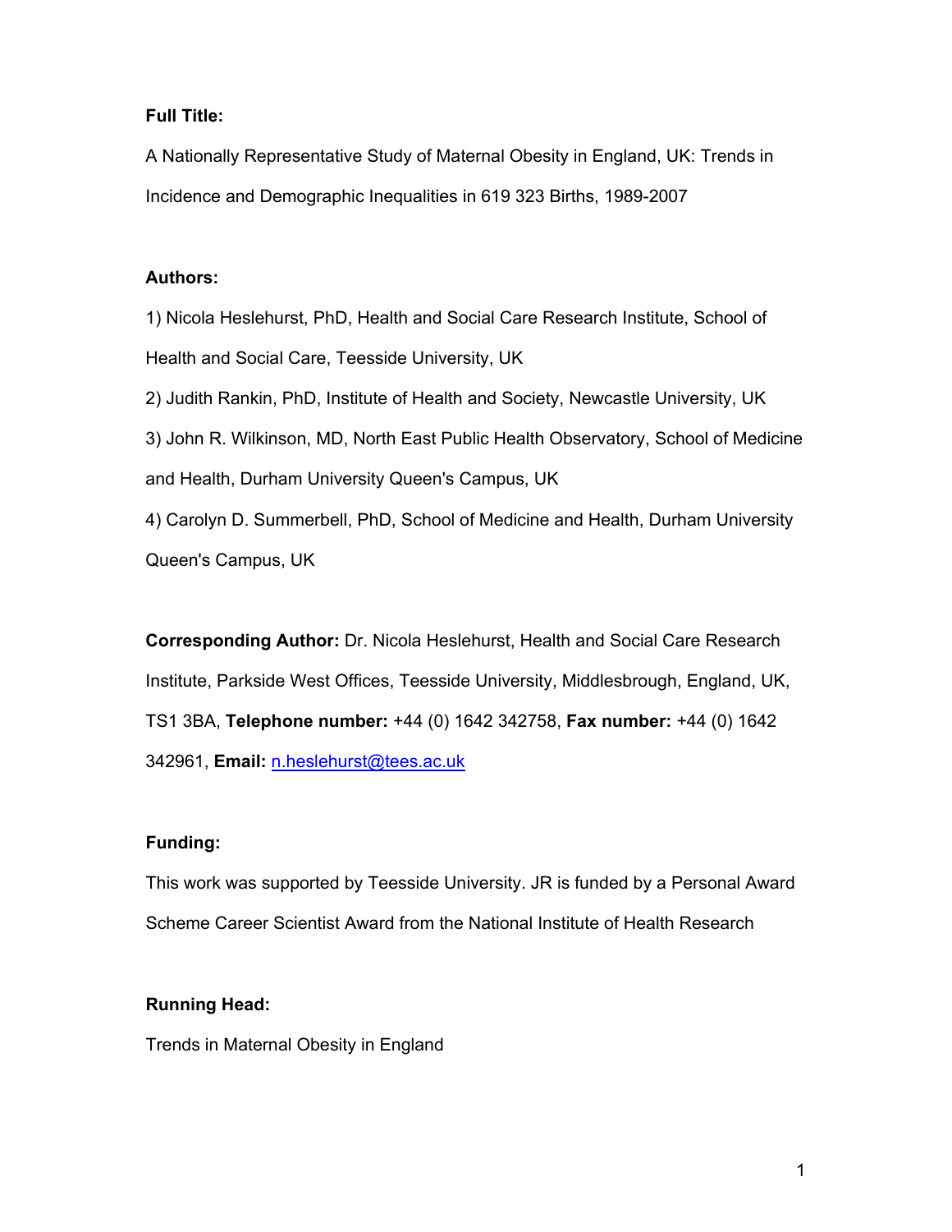**Full Title:**

A Nationally Representative Study of Maternal Obesity in England, UK: Trends in Incidence and Demographic Inequalities in 619 323 Births, 1989-2007

**Authors:**

1) Nicola Heslehurst, PhD, Health and Social Care Research Institute, School of Health and Social Care, Teesside University, UK

2) Judith Rankin, PhD, Institute of Health and Society, Newcastle University, UK

3) John R. Wilkinson, MD, North East Public Health Observatory, School of Medicine and Health, Durham University Queen's Campus, UK

4) Carolyn D. Summerbell, PhD, School of Medicine and Health, Durham University Queen's Campus, UK

**Corresponding Author:** Dr. Nicola Heslehurst, Health and Social Care Research Institute, Parkside West Offices, Teesside University, Middlesbrough, England, UK, TS1 3BA, **Telephone number:** +44 (0) 1642 342758, **Fax number:** +44 (0) 1642 342961, **Email:** n.heslehurst@tees.ac.uk

**Funding:**

This work was supported by Teesside University. JR is funded by a Personal Award Scheme Career Scientist Award from the National Institute of Health Research

**Running Head:**

Trends in Maternal Obesity in England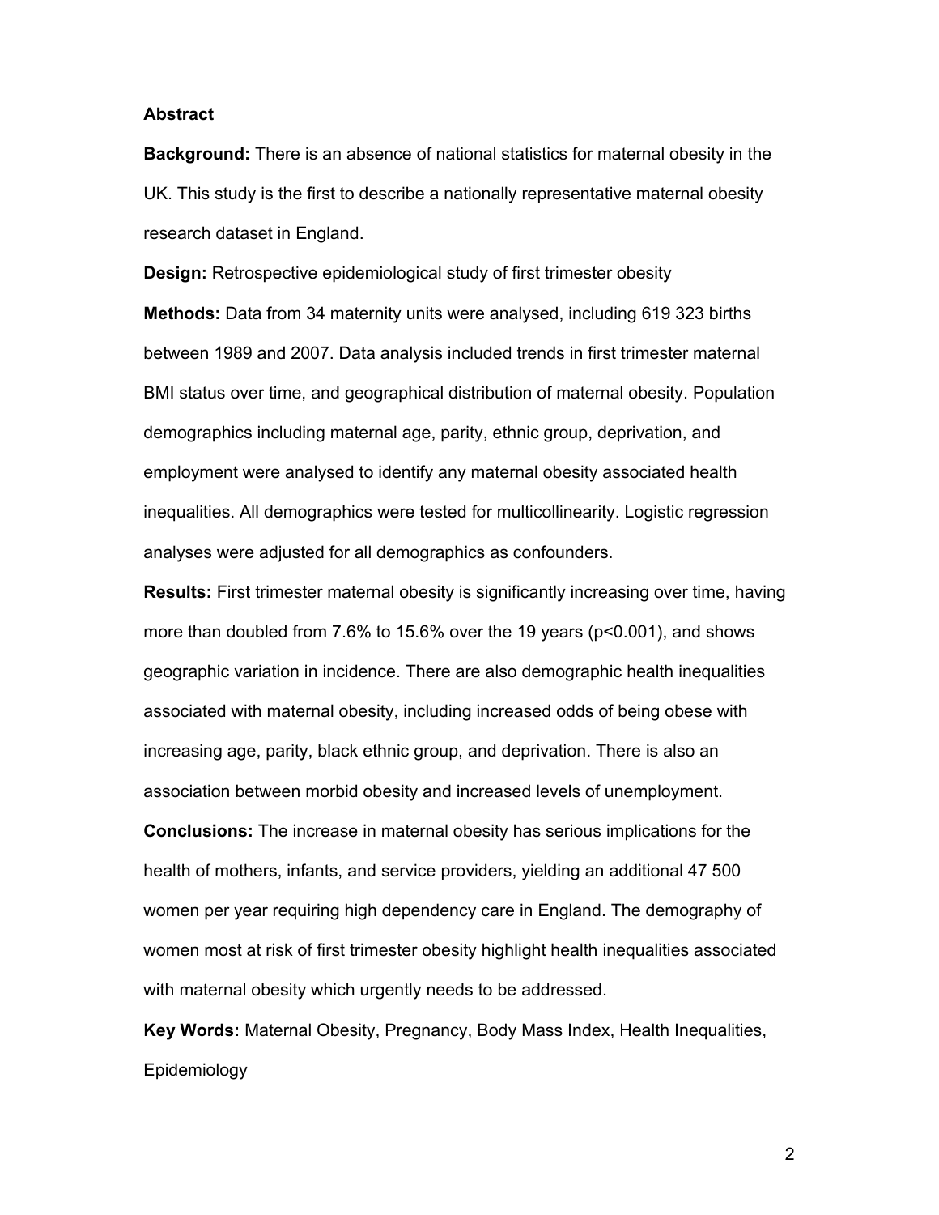## Abstract

**Background:** There is an absence of national statistics for maternal obesity in the UK. This study is the first to describe a nationally representative maternal obesity research dataset in England.

**Design:** Retrospective epidemiological study of first trimester obesity

**Methods:** Data from 34 maternity units were analysed, including 619 323 births between 1989 and 2007. Data analysis included trends in first trimester maternal BMI status over time, and geographical distribution of maternal obesity. Population demographics including maternal age, parity, ethnic group, deprivation, and employment were analysed to identify any maternal obesity associated health inequalities. All demographics were tested for multicollinearity. Logistic regression analyses were adjusted for all demographics as confounders.

**Results:** First trimester maternal obesity is significantly increasing over time, having more than doubled from 7.6% to 15.6% over the 19 years ($p<0.001$), and shows geographic variation in incidence. There are also demographic health inequalities associated with maternal obesity, including increased odds of being obese with increasing age, parity, black ethnic group, and deprivation. There is also an association between morbid obesity and increased levels of unemployment.

**Conclusions:** The increase in maternal obesity has serious implications for the health of mothers, infants, and service providers, yielding an additional 47 500 women per year requiring high dependency care in England. The demography of women most at risk of first trimester obesity highlight health inequalities associated with maternal obesity which urgently needs to be addressed.

**Key Words:** Maternal Obesity, Pregnancy, Body Mass Index, Health Inequalities, Epidemiology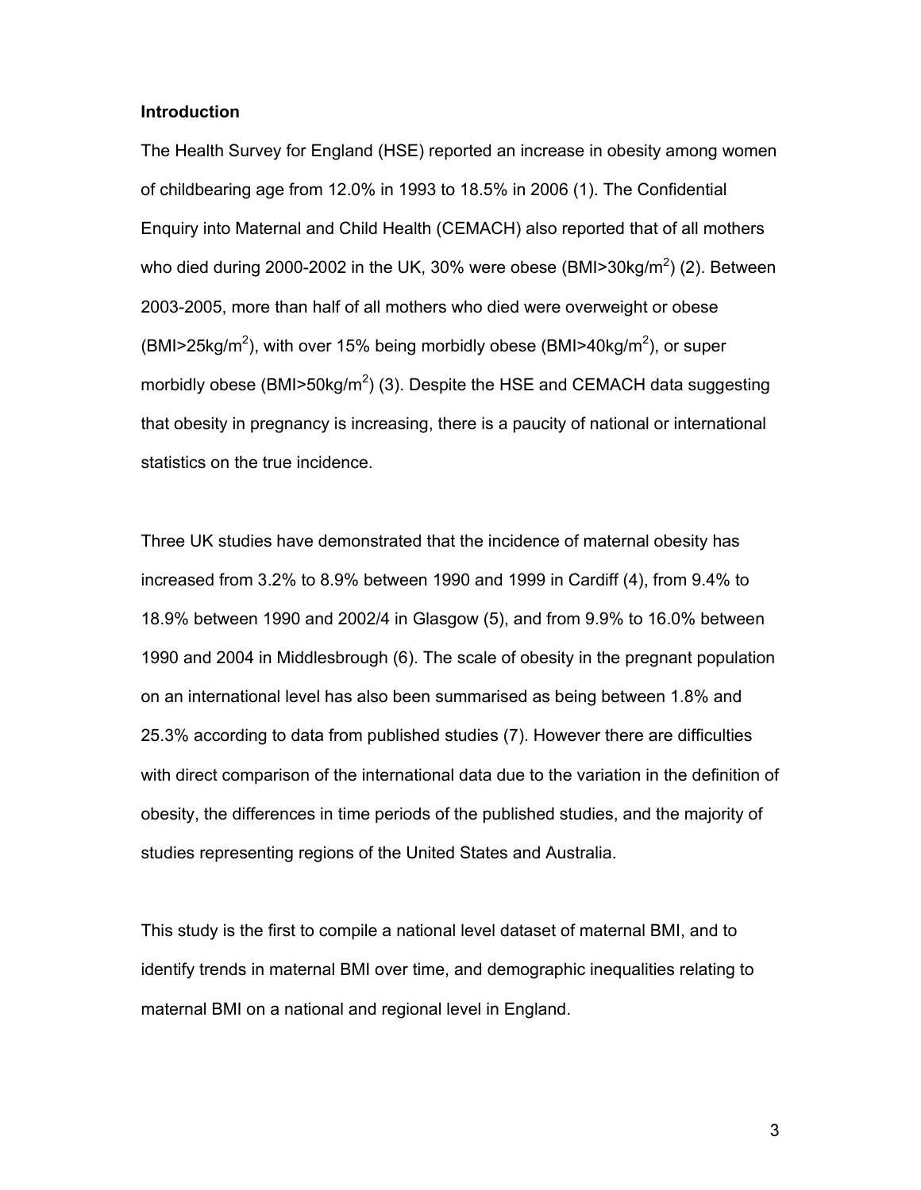## Introduction

The Health Survey for England (HSE) reported an increase in obesity among women of childbearing age from 12.0% in 1993 to 18.5% in 2006 (1). The Confidential Enquiry into Maternal and Child Health (CEMACH) also reported that of all mothers who died during 2000-2002 in the UK, 30% were obese (BMI>30kg/m$^2$) (2). Between 2003-2005, more than half of all mothers who died were overweight or obese (BMI>25kg/m$^2$), with over 15% being morbidly obese (BMI>40kg/m$^2$), or super morbidly obese (BMI>50kg/m$^2$) (3). Despite the HSE and CEMACH data suggesting that obesity in pregnancy is increasing, there is a paucity of national or international statistics on the true incidence.

Three UK studies have demonstrated that the incidence of maternal obesity has increased from 3.2% to 8.9% between 1990 and 1999 in Cardiff (4), from 9.4% to 18.9% between 1990 and 2002/4 in Glasgow (5), and from 9.9% to 16.0% between 1990 and 2004 in Middlesbrough (6). The scale of obesity in the pregnant population on an international level has also been summarised as being between 1.8% and 25.3% according to data from published studies (7). However there are difficulties with direct comparison of the international data due to the variation in the definition of obesity, the differences in time periods of the published studies, and the majority of studies representing regions of the United States and Australia.

This study is the first to compile a national level dataset of maternal BMI, and to identify trends in maternal BMI over time, and demographic inequalities relating to maternal BMI on a national and regional level in England.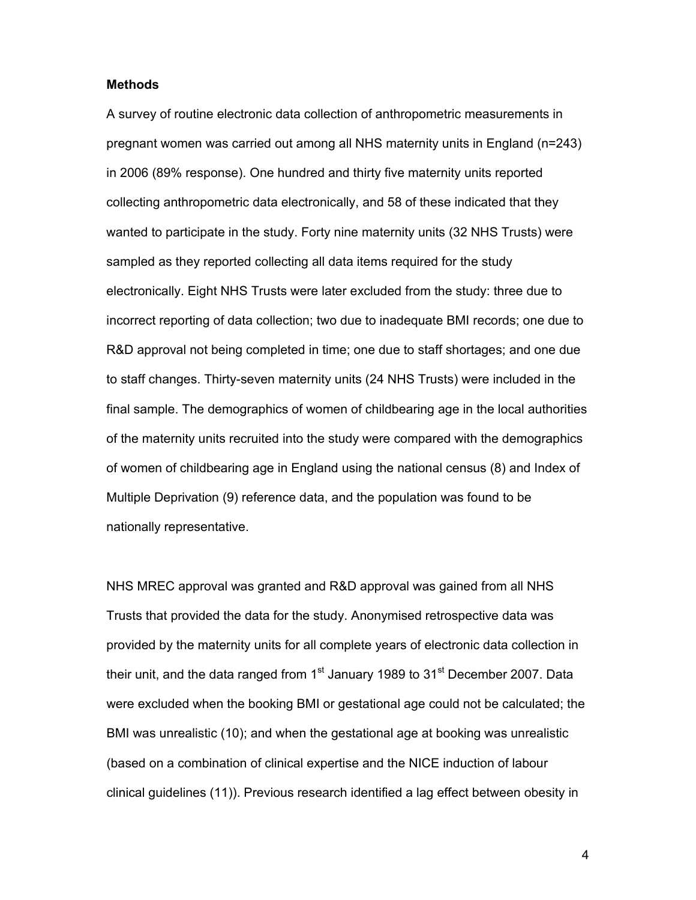**Methods**

A survey of routine electronic data collection of anthropometric measurements in pregnant women was carried out among all NHS maternity units in England (n=243) in 2006 (89% response). One hundred and thirty five maternity units reported collecting anthropometric data electronically, and 58 of these indicated that they wanted to participate in the study. Forty nine maternity units (32 NHS Trusts) were sampled as they reported collecting all data items required for the study electronically. Eight NHS Trusts were later excluded from the study: three due to incorrect reporting of data collection; two due to inadequate BMI records; one due to R&D approval not being completed in time; one due to staff shortages; and one due to staff changes. Thirty-seven maternity units (24 NHS Trusts) were included in the final sample. The demographics of women of childbearing age in the local authorities of the maternity units recruited into the study were compared with the demographics of women of childbearing age in England using the national census (8) and Index of Multiple Deprivation (9) reference data, and the population was found to be nationally representative.

NHS MREC approval was granted and R&D approval was gained from all NHS Trusts that provided the data for the study. Anonymised retrospective data was provided by the maternity units for all complete years of electronic data collection in their unit, and the data ranged from 1st January 1989 to 31st December 2007. Data were excluded when the booking BMI or gestational age could not be calculated; the BMI was unrealistic (10); and when the gestational age at booking was unrealistic (based on a combination of clinical expertise and the NICE induction of labour clinical guidelines (11)). Previous research identified a lag effect between obesity in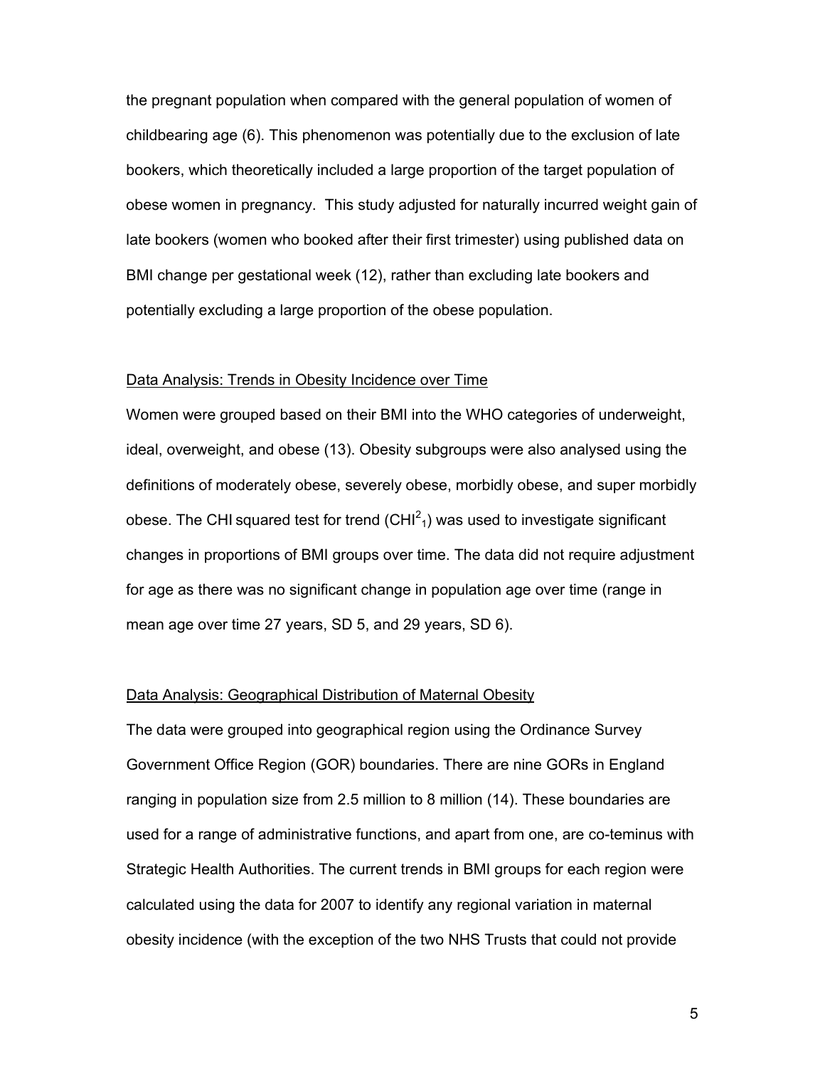the pregnant population when compared with the general population of women of childbearing age (6). This phenomenon was potentially due to the exclusion of late bookers, which theoretically included a large proportion of the target population of obese women in pregnancy. This study adjusted for naturally incurred weight gain of late bookers (women who booked after their first trimester) using published data on BMI change per gestational week (12), rather than excluding late bookers and potentially excluding a large proportion of the obese population.

Data Analysis: Trends in Obesity Incidence over Time

Women were grouped based on their BMI into the WHO categories of underweight, ideal, overweight, and obese (13). Obesity subgroups were also analysed using the definitions of moderately obese, severely obese, morbidly obese, and super morbidly obese. The CHI squared test for trend ($CHI^2_1$) was used to investigate significant changes in proportions of BMI groups over time. The data did not require adjustment for age as there was no significant change in population age over time (range in mean age over time 27 years, SD 5, and 29 years, SD 6).

Data Analysis: Geographical Distribution of Maternal Obesity

The data were grouped into geographical region using the Ordinance Survey Government Office Region (GOR) boundaries. There are nine GORs in England ranging in population size from 2.5 million to 8 million (14). These boundaries are used for a range of administrative functions, and apart from one, are co-teminus with Strategic Health Authorities. The current trends in BMI groups for each region were calculated using the data for 2007 to identify any regional variation in maternal obesity incidence (with the exception of the two NHS Trusts that could not provide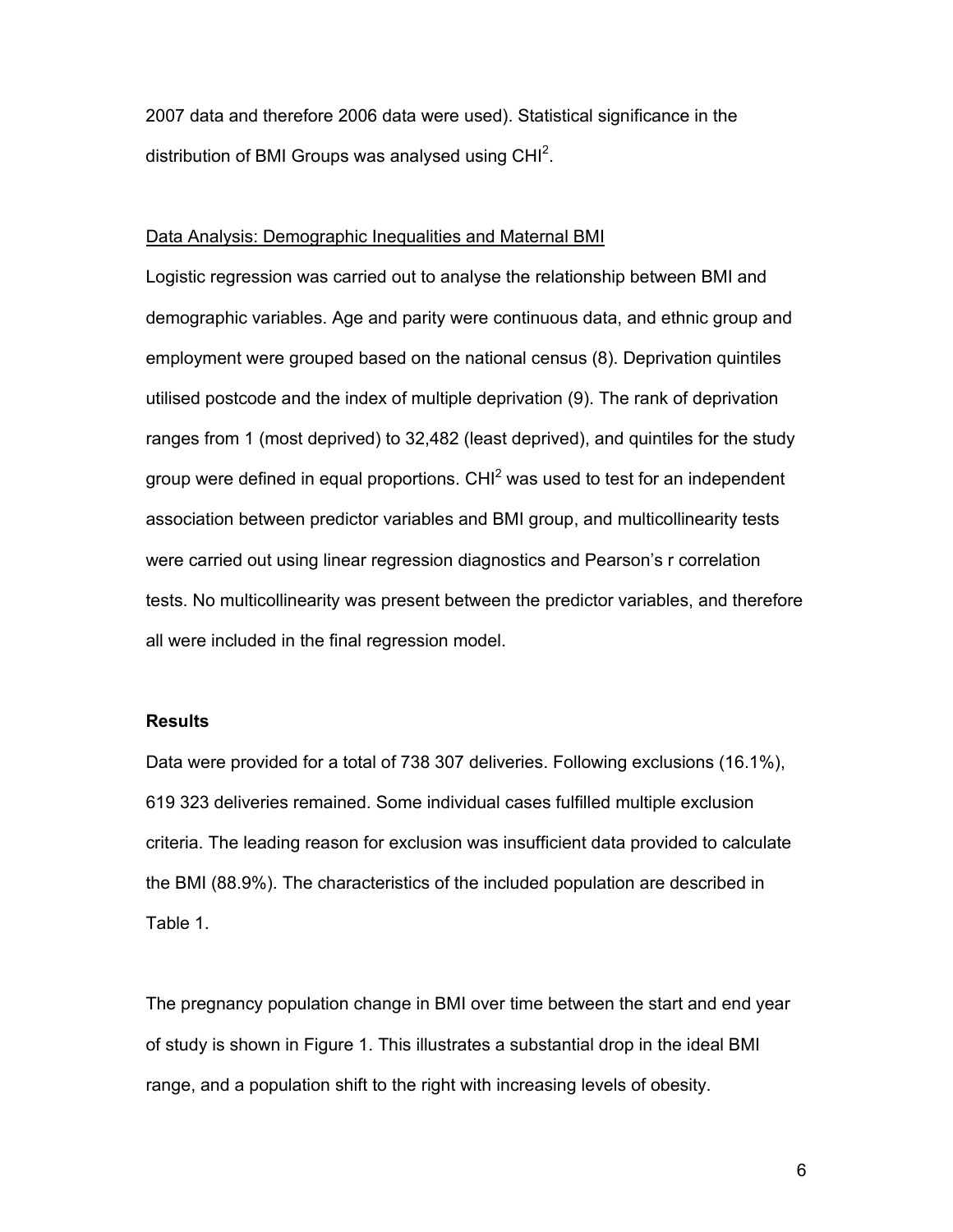2007 data and therefore 2006 data were used). Statistical significance in the distribution of BMI Groups was analysed using $CHI^2$.

Data Analysis: Demographic Inequalities and Maternal BMI

Logistic regression was carried out to analyse the relationship between BMI and demographic variables. Age and parity were continuous data, and ethnic group and employment were grouped based on the national census (8). Deprivation quintiles utilised postcode and the index of multiple deprivation (9). The rank of deprivation ranges from 1 (most deprived) to 32,482 (least deprived), and quintiles for the study group were defined in equal proportions. $CHI^2$ was used to test for an independent association between predictor variables and BMI group, and multicollinearity tests were carried out using linear regression diagnostics and Pearson's r correlation tests. No multicollinearity was present between the predictor variables, and therefore all were included in the final regression model.

## Results

Data were provided for a total of 738 307 deliveries. Following exclusions (16.1%), 619 323 deliveries remained. Some individual cases fulfilled multiple exclusion criteria. The leading reason for exclusion was insufficient data provided to calculate the BMI (88.9%). The characteristics of the included population are described in Table 1.

The pregnancy population change in BMI over time between the start and end year of study is shown in Figure 1. This illustrates a substantial drop in the ideal BMI range, and a population shift to the right with increasing levels of obesity.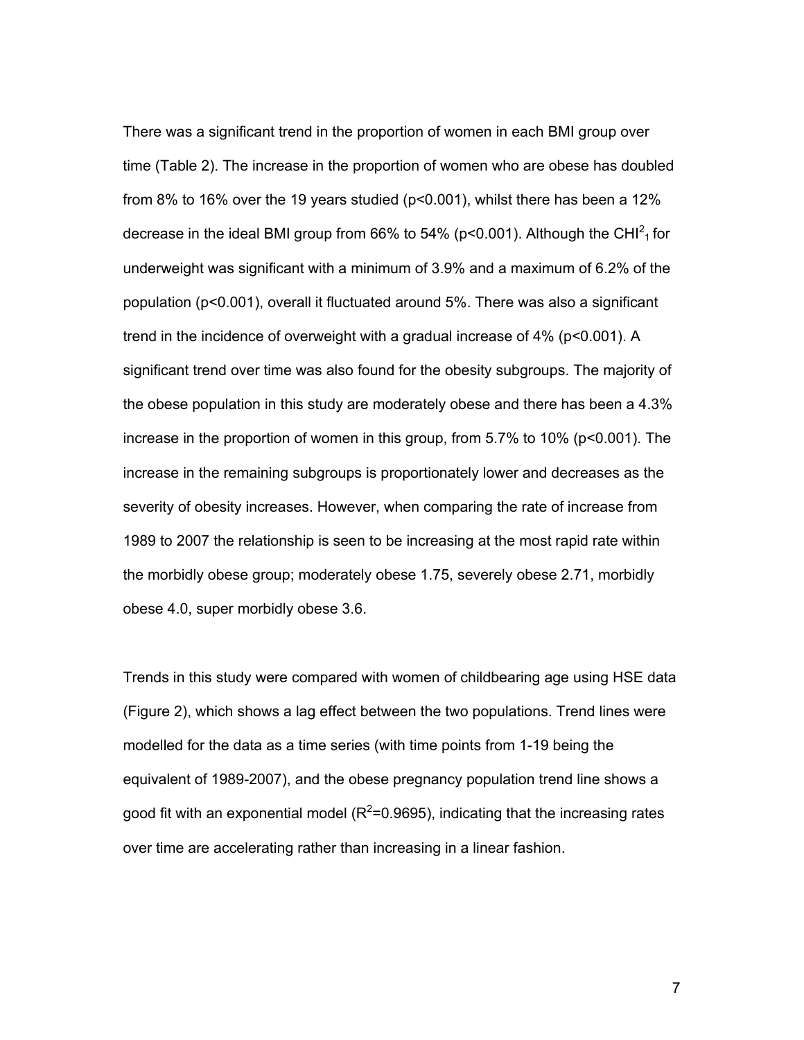There was a significant trend in the proportion of women in each BMI group over time (Table 2). The increase in the proportion of women who are obese has doubled from 8% to 16% over the 19 years studied ($p<0.001$), whilst there has been a 12% decrease in the ideal BMI group from 66% to 54% ($p<0.001$). Although the $CHI^2_1$ for underweight was significant with a minimum of 3.9% and a maximum of 6.2% of the population ($p<0.001$), overall it fluctuated around 5%. There was also a significant trend in the incidence of overweight with a gradual increase of 4% ($p<0.001$). A significant trend over time was also found for the obesity subgroups. The majority of the obese population in this study are moderately obese and there has been a 4.3% increase in the proportion of women in this group, from 5.7% to 10% ($p<0.001$). The increase in the remaining subgroups is proportionately lower and decreases as the severity of obesity increases. However, when comparing the rate of increase from 1989 to 2007 the relationship is seen to be increasing at the most rapid rate within the morbidly obese group; moderately obese 1.75, severely obese 2.71, morbidly obese 4.0, super morbidly obese 3.6.

Trends in this study were compared with women of childbearing age using HSE data (Figure 2), which shows a lag effect between the two populations. Trend lines were modelled for the data as a time series (with time points from 1-19 being the equivalent of 1989-2007), and the obese pregnancy population trend line shows a good fit with an exponential model ($R^2$=0.9695), indicating that the increasing rates over time are accelerating rather than increasing in a linear fashion.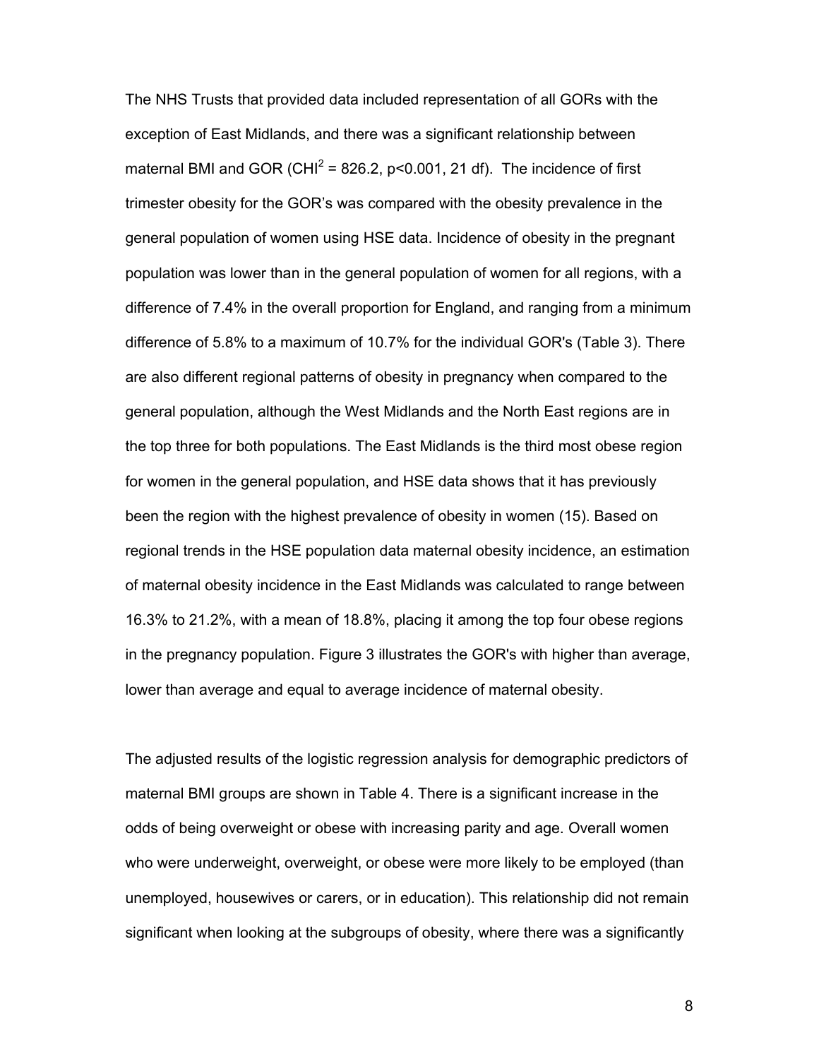The NHS Trusts that provided data included representation of all GORs with the exception of East Midlands, and there was a significant relationship between maternal BMI and GOR ($CHI^2$ = 826.2, $p<0.001$, 21 df). The incidence of first trimester obesity for the GOR's was compared with the obesity prevalence in the general population of women using HSE data. Incidence of obesity in the pregnant population was lower than in the general population of women for all regions, with a difference of 7.4% in the overall proportion for England, and ranging from a minimum difference of 5.8% to a maximum of 10.7% for the individual GOR's (Table 3). There are also different regional patterns of obesity in pregnancy when compared to the general population, although the West Midlands and the North East regions are in the top three for both populations. The East Midlands is the third most obese region for women in the general population, and HSE data shows that it has previously been the region with the highest prevalence of obesity in women (15). Based on regional trends in the HSE population data maternal obesity incidence, an estimation of maternal obesity incidence in the East Midlands was calculated to range between 16.3% to 21.2%, with a mean of 18.8%, placing it among the top four obese regions in the pregnancy population. Figure 3 illustrates the GOR's with higher than average, lower than average and equal to average incidence of maternal obesity.

The adjusted results of the logistic regression analysis for demographic predictors of maternal BMI groups are shown in Table 4. There is a significant increase in the odds of being overweight or obese with increasing parity and age. Overall women who were underweight, overweight, or obese were more likely to be employed (than unemployed, housewives or carers, or in education). This relationship did not remain significant when looking at the subgroups of obesity, where there was a significantly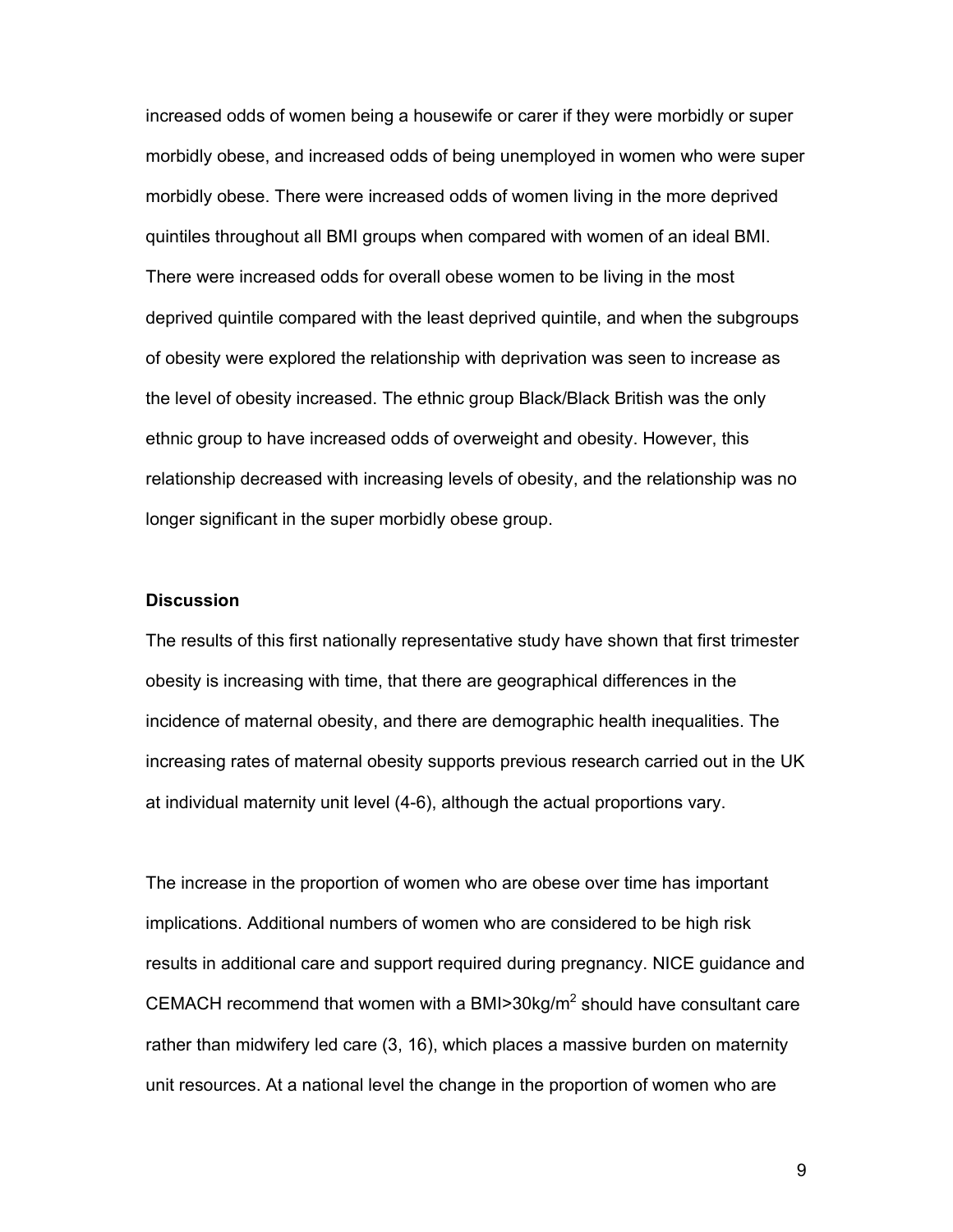increased odds of women being a housewife or carer if they were morbidly or super morbidly obese, and increased odds of being unemployed in women who were super morbidly obese. There were increased odds of women living in the more deprived quintiles throughout all BMI groups when compared with women of an ideal BMI. There were increased odds for overall obese women to be living in the most deprived quintile compared with the least deprived quintile, and when the subgroups of obesity were explored the relationship with deprivation was seen to increase as the level of obesity increased. The ethnic group Black/Black British was the only ethnic group to have increased odds of overweight and obesity. However, this relationship decreased with increasing levels of obesity, and the relationship was no longer significant in the super morbidly obese group.

**Discussion**

The results of this first nationally representative study have shown that first trimester obesity is increasing with time, that there are geographical differences in the incidence of maternal obesity, and there are demographic health inequalities. The increasing rates of maternal obesity supports previous research carried out in the UK at individual maternity unit level (4-6), although the actual proportions vary.

The increase in the proportion of women who are obese over time has important implications. Additional numbers of women who are considered to be high risk results in additional care and support required during pregnancy. NICE guidance and CEMACH recommend that women with a BMI>30kg/m$^2$ should have consultant care rather than midwifery led care (3, 16), which places a massive burden on maternity unit resources. At a national level the change in the proportion of women who are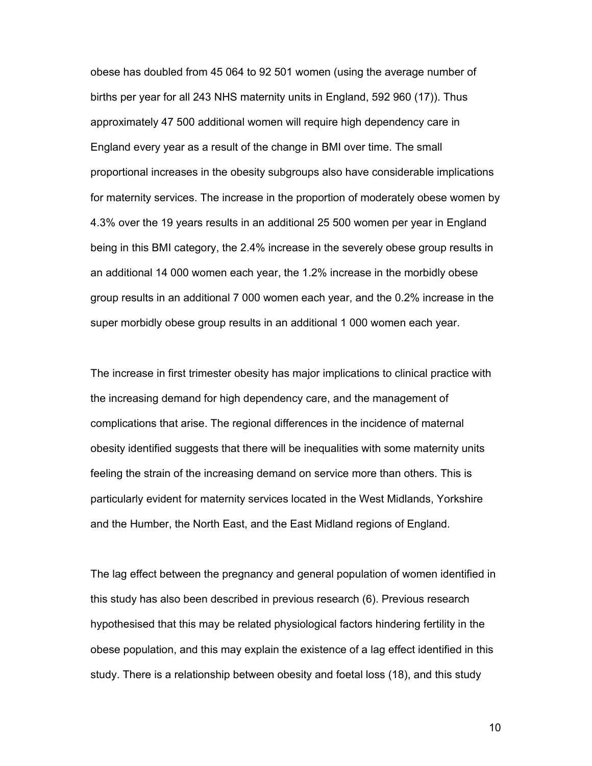obese has doubled from 45 064 to 92 501 women (using the average number of births per year for all 243 NHS maternity units in England, 592 960 (17)). Thus approximately 47 500 additional women will require high dependency care in England every year as a result of the change in BMI over time. The small proportional increases in the obesity subgroups also have considerable implications for maternity services. The increase in the proportion of moderately obese women by 4.3% over the 19 years results in an additional 25 500 women per year in England being in this BMI category, the 2.4% increase in the severely obese group results in an additional 14 000 women each year, the 1.2% increase in the morbidly obese group results in an additional 7 000 women each year, and the 0.2% increase in the super morbidly obese group results in an additional 1 000 women each year.

The increase in first trimester obesity has major implications to clinical practice with the increasing demand for high dependency care, and the management of complications that arise. The regional differences in the incidence of maternal obesity identified suggests that there will be inequalities with some maternity units feeling the strain of the increasing demand on service more than others. This is particularly evident for maternity services located in the West Midlands, Yorkshire and the Humber, the North East, and the East Midland regions of England.

The lag effect between the pregnancy and general population of women identified in this study has also been described in previous research (6). Previous research hypothesised that this may be related physiological factors hindering fertility in the obese population, and this may explain the existence of a lag effect identified in this study. There is a relationship between obesity and foetal loss (18), and this study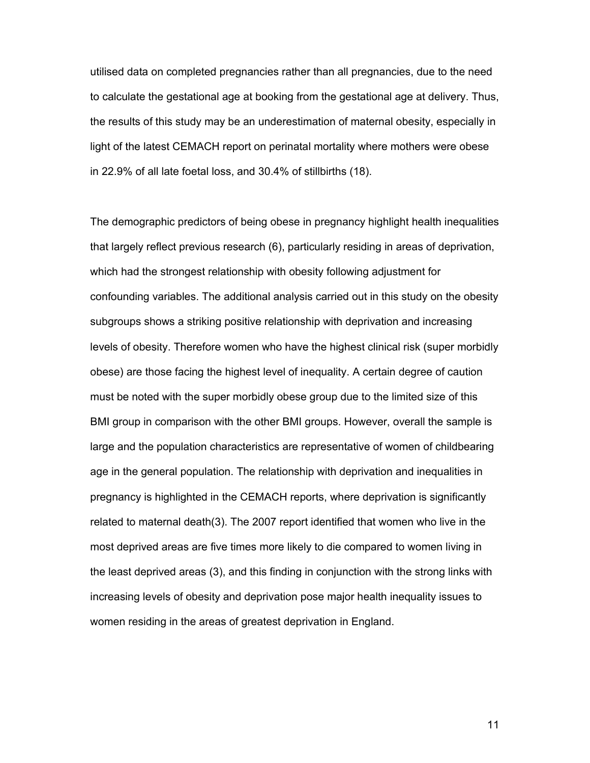utilised data on completed pregnancies rather than all pregnancies, due to the need to calculate the gestational age at booking from the gestational age at delivery. Thus, the results of this study may be an underestimation of maternal obesity, especially in light of the latest CEMACH report on perinatal mortality where mothers were obese in 22.9% of all late foetal loss, and 30.4% of stillbirths (18).

The demographic predictors of being obese in pregnancy highlight health inequalities that largely reflect previous research (6), particularly residing in areas of deprivation, which had the strongest relationship with obesity following adjustment for confounding variables. The additional analysis carried out in this study on the obesity subgroups shows a striking positive relationship with deprivation and increasing levels of obesity. Therefore women who have the highest clinical risk (super morbidly obese) are those facing the highest level of inequality. A certain degree of caution must be noted with the super morbidly obese group due to the limited size of this BMI group in comparison with the other BMI groups. However, overall the sample is large and the population characteristics are representative of women of childbearing age in the general population. The relationship with deprivation and inequalities in pregnancy is highlighted in the CEMACH reports, where deprivation is significantly related to maternal death(3). The 2007 report identified that women who live in the most deprived areas are five times more likely to die compared to women living in the least deprived areas (3), and this finding in conjunction with the strong links with increasing levels of obesity and deprivation pose major health inequality issues to women residing in the areas of greatest deprivation in England.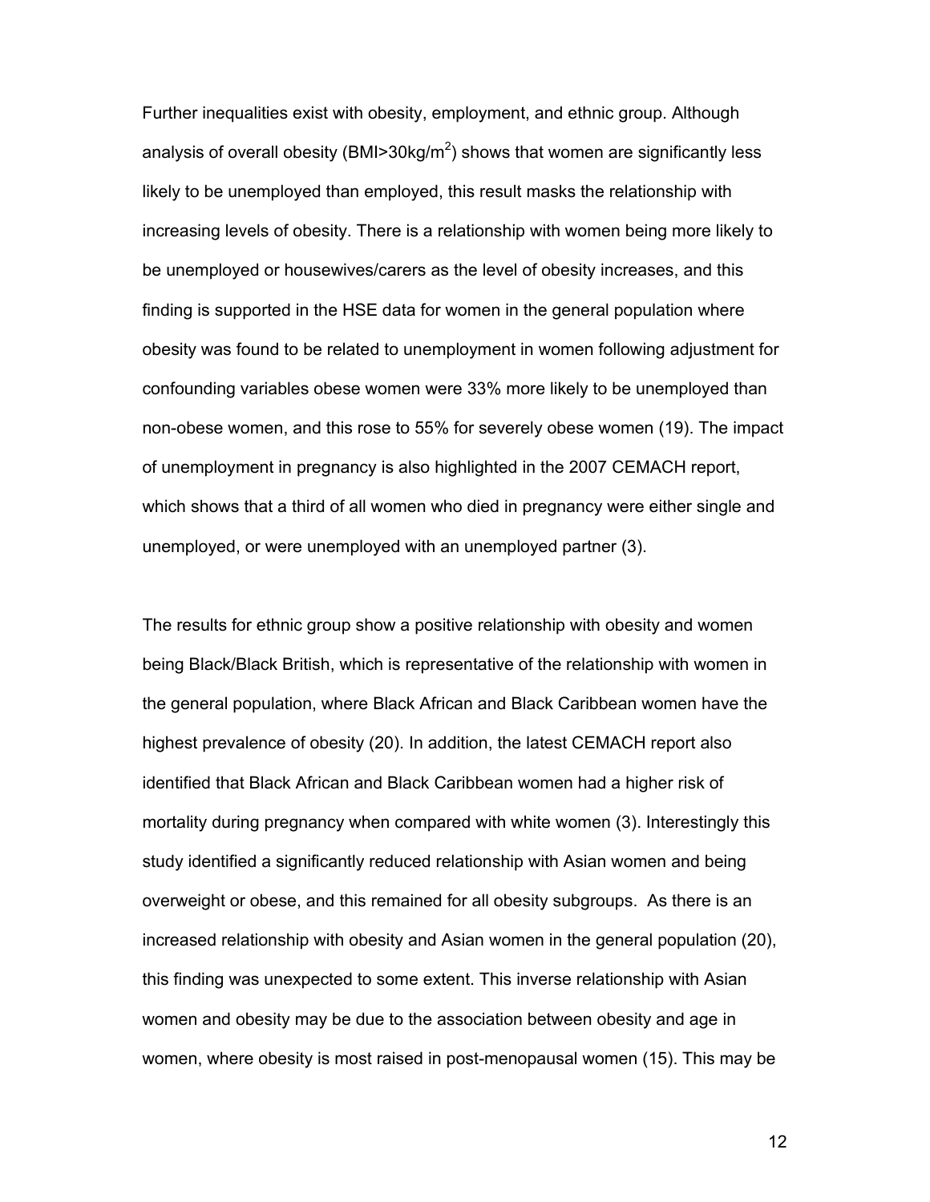Further inequalities exist with obesity, employment, and ethnic group. Although analysis of overall obesity (BMI>30kg/m$^2$) shows that women are significantly less likely to be unemployed than employed, this result masks the relationship with increasing levels of obesity. There is a relationship with women being more likely to be unemployed or housewives/carers as the level of obesity increases, and this finding is supported in the HSE data for women in the general population where obesity was found to be related to unemployment in women following adjustment for confounding variables obese women were 33% more likely to be unemployed than non-obese women, and this rose to 55% for severely obese women (19). The impact of unemployment in pregnancy is also highlighted in the 2007 CEMACH report, which shows that a third of all women who died in pregnancy were either single and unemployed, or were unemployed with an unemployed partner (3).

The results for ethnic group show a positive relationship with obesity and women being Black/Black British, which is representative of the relationship with women in the general population, where Black African and Black Caribbean women have the highest prevalence of obesity (20). In addition, the latest CEMACH report also identified that Black African and Black Caribbean women had a higher risk of mortality during pregnancy when compared with white women (3). Interestingly this study identified a significantly reduced relationship with Asian women and being overweight or obese, and this remained for all obesity subgroups. As there is an increased relationship with obesity and Asian women in the general population (20), this finding was unexpected to some extent. This inverse relationship with Asian women and obesity may be due to the association between obesity and age in women, where obesity is most raised in post-menopausal women (15). This may be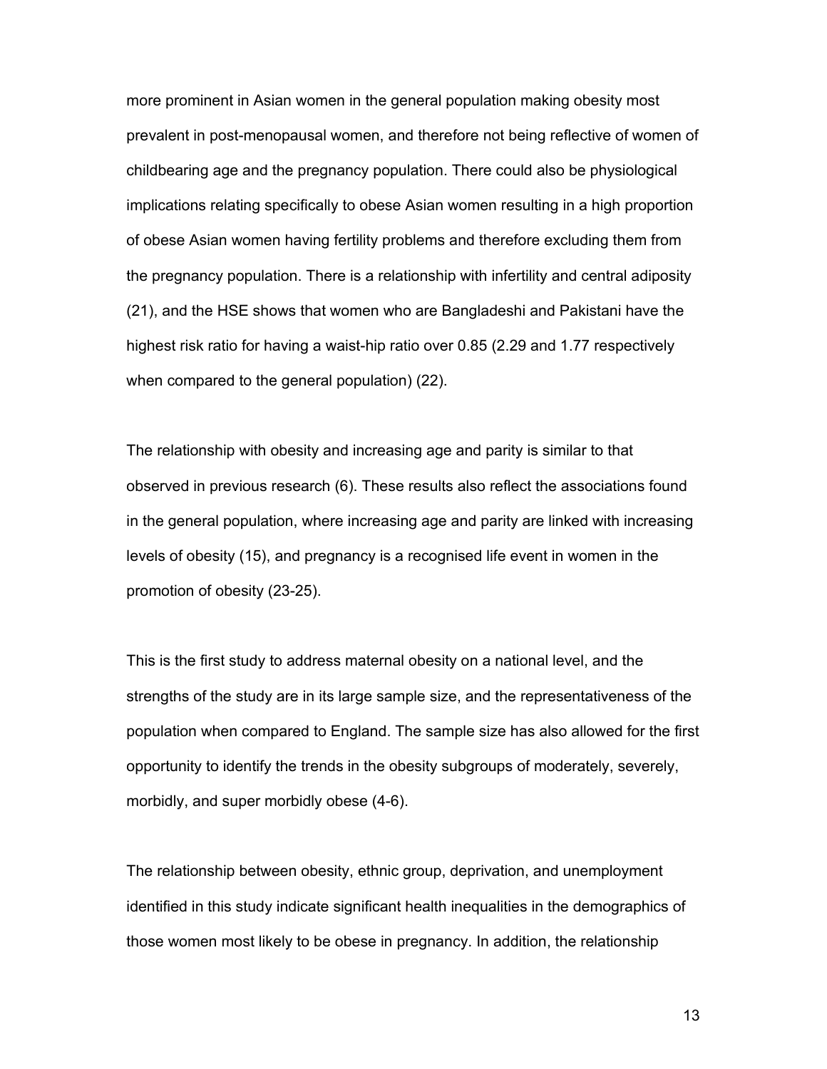more prominent in Asian women in the general population making obesity most prevalent in post-menopausal women, and therefore not being reflective of women of childbearing age and the pregnancy population. There could also be physiological implications relating specifically to obese Asian women resulting in a high proportion of obese Asian women having fertility problems and therefore excluding them from the pregnancy population. There is a relationship with infertility and central adiposity (21), and the HSE shows that women who are Bangladeshi and Pakistani have the highest risk ratio for having a waist-hip ratio over 0.85 (2.29 and 1.77 respectively when compared to the general population) (22).

The relationship with obesity and increasing age and parity is similar to that observed in previous research (6). These results also reflect the associations found in the general population, where increasing age and parity are linked with increasing levels of obesity (15), and pregnancy is a recognised life event in women in the promotion of obesity (23-25).

This is the first study to address maternal obesity on a national level, and the strengths of the study are in its large sample size, and the representativeness of the population when compared to England. The sample size has also allowed for the first opportunity to identify the trends in the obesity subgroups of moderately, severely, morbidly, and super morbidly obese (4-6).

The relationship between obesity, ethnic group, deprivation, and unemployment identified in this study indicate significant health inequalities in the demographics of those women most likely to be obese in pregnancy. In addition, the relationship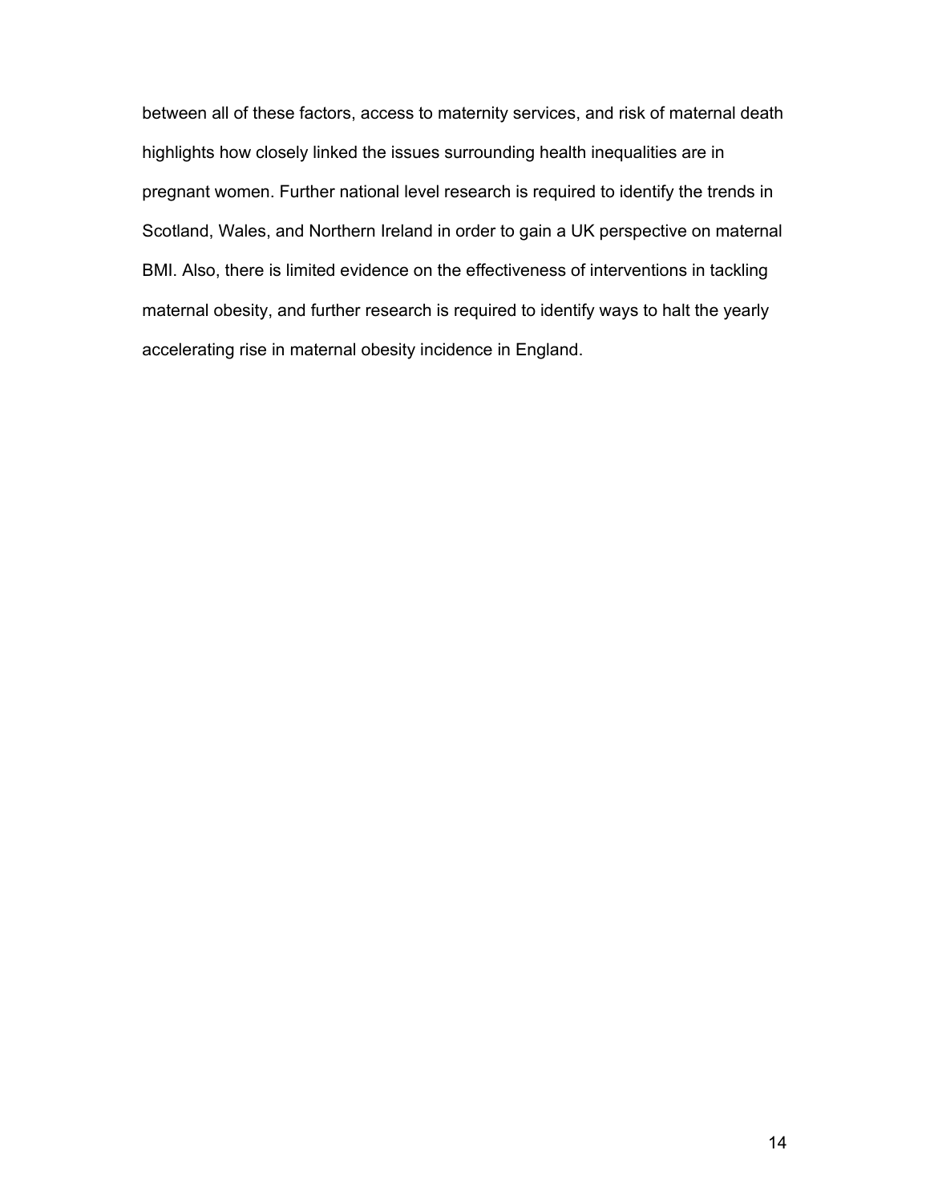between all of these factors, access to maternity services, and risk of maternal death highlights how closely linked the issues surrounding health inequalities are in pregnant women. Further national level research is required to identify the trends in Scotland, Wales, and Northern Ireland in order to gain a UK perspective on maternal BMI. Also, there is limited evidence on the effectiveness of interventions in tackling maternal obesity, and further research is required to identify ways to halt the yearly accelerating rise in maternal obesity incidence in England.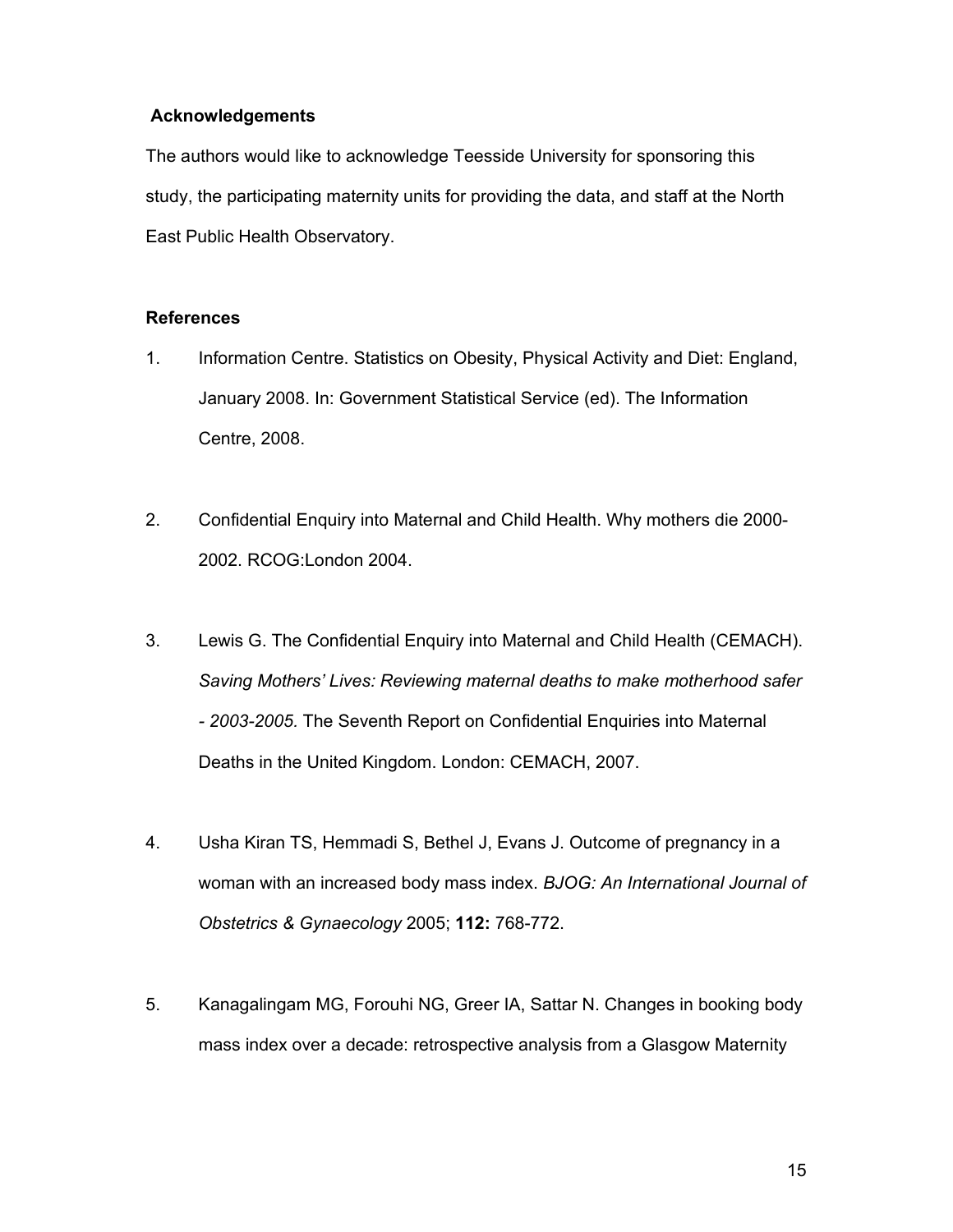## Acknowledgements

The authors would like to acknowledge Teesside University for sponsoring this study, the participating maternity units for providing the data, and staff at the North East Public Health Observatory.

## References

1. Information Centre. Statistics on Obesity, Physical Activity and Diet: England, January 2008. In: Government Statistical Service (ed). The Information Centre, 2008.

2. Confidential Enquiry into Maternal and Child Health. Why mothers die 2000-2002. RCOG:London 2004.

3. Lewis G. The Confidential Enquiry into Maternal and Child Health (CEMACH). *Saving Mothers' Lives: Reviewing maternal deaths to make motherhood safer - 2003-2005.* The Seventh Report on Confidential Enquiries into Maternal Deaths in the United Kingdom. London: CEMACH, 2007.

4. Usha Kiran TS, Hemmadi S, Bethel J, Evans J. Outcome of pregnancy in a woman with an increased body mass index. *BJOG: An International Journal of Obstetrics & Gynaecology* 2005; **112:** 768-772.

5. Kanagalingam MG, Forouhi NG, Greer IA, Sattar N. Changes in booking body mass index over a decade: retrospective analysis from a Glasgow Maternity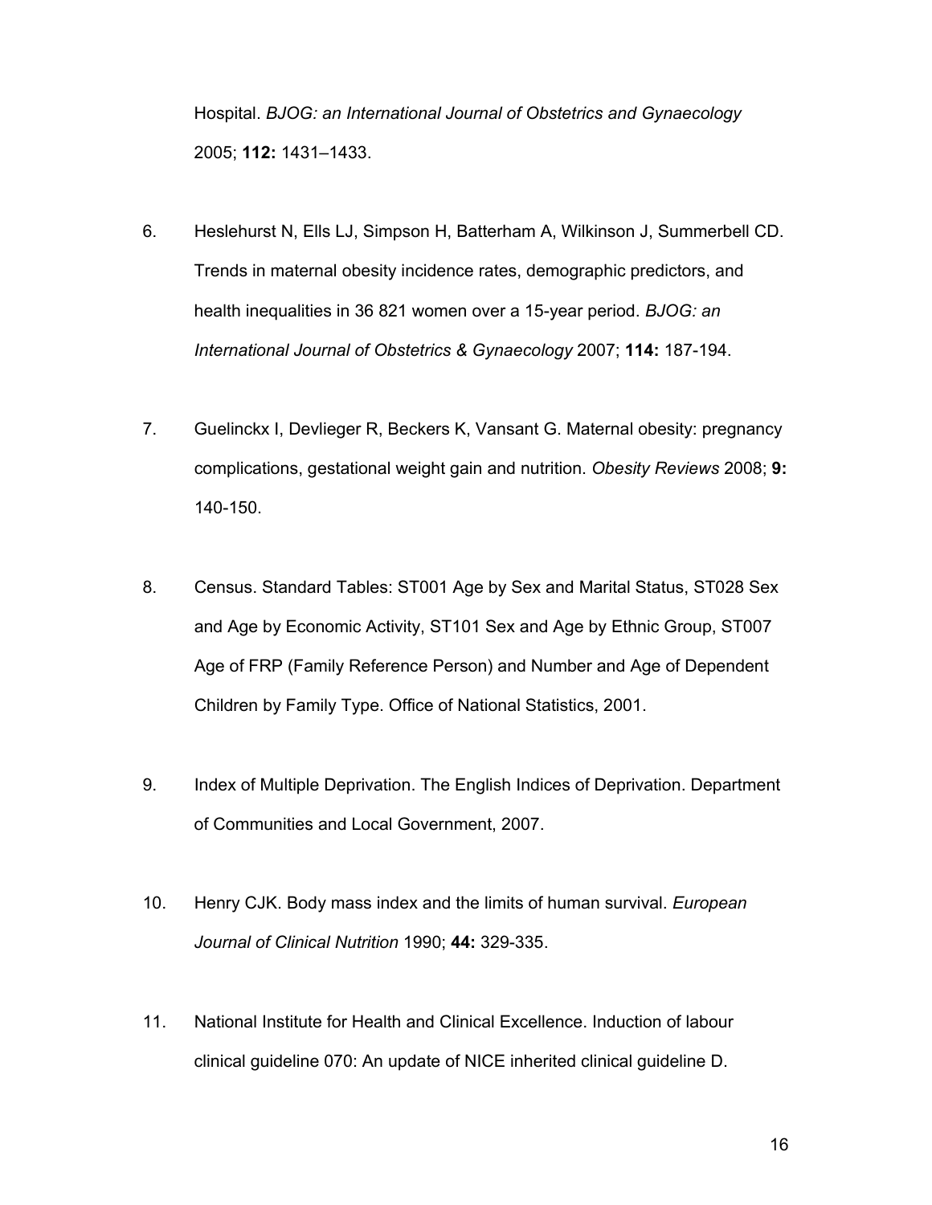Hospital. *BJOG: an International Journal of Obstetrics and Gynaecology* 2005; **112:** 1431–1433.

6. Heslehurst N, Ells LJ, Simpson H, Batterham A, Wilkinson J, Summerbell CD. Trends in maternal obesity incidence rates, demographic predictors, and health inequalities in 36 821 women over a 15-year period. *BJOG: an International Journal of Obstetrics & Gynaecology* 2007; **114:** 187-194.

7. Guelinckx I, Devlieger R, Beckers K, Vansant G. Maternal obesity: pregnancy complications, gestational weight gain and nutrition. *Obesity Reviews* 2008; **9:** 140-150.

8. Census. Standard Tables: ST001 Age by Sex and Marital Status, ST028 Sex and Age by Economic Activity, ST101 Sex and Age by Ethnic Group, ST007 Age of FRP (Family Reference Person) and Number and Age of Dependent Children by Family Type. Office of National Statistics, 2001.

9. Index of Multiple Deprivation. The English Indices of Deprivation. Department of Communities and Local Government, 2007.

10. Henry CJK. Body mass index and the limits of human survival. *European Journal of Clinical Nutrition* 1990; **44:** 329-335.

11. National Institute for Health and Clinical Excellence. Induction of labour clinical guideline 070: An update of NICE inherited clinical guideline D.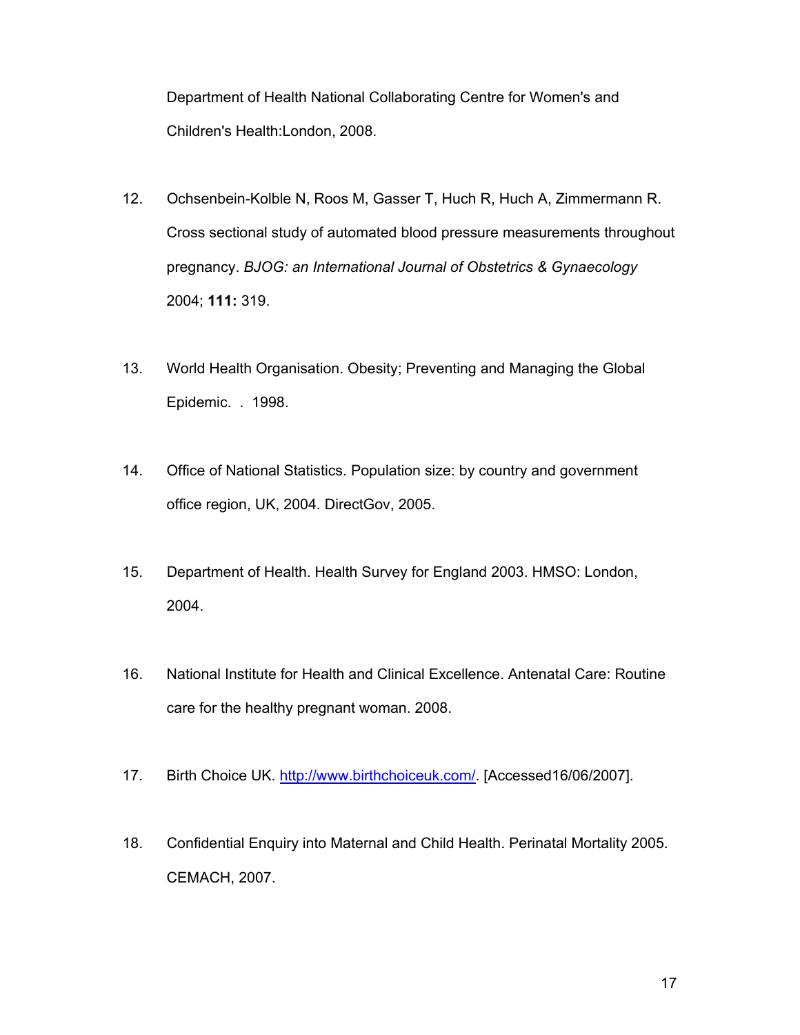Department of Health National Collaborating Centre for Women's and Children's Health:London, 2008.

12. Ochsenbein-Kolble N, Roos M, Gasser T, Huch R, Huch A, Zimmermann R. Cross sectional study of automated blood pressure measurements throughout pregnancy. *BJOG: an International Journal of Obstetrics & Gynaecology* 2004; **111:** 319.

13. World Health Organisation. Obesity; Preventing and Managing the Global Epidemic. . 1998.

14. Office of National Statistics. Population size: by country and government office region, UK, 2004. DirectGov, 2005.

15. Department of Health. Health Survey for England 2003. HMSO: London, 2004.

16. National Institute for Health and Clinical Excellence. Antenatal Care: Routine care for the healthy pregnant woman. 2008.

17. Birth Choice UK. http://www.birthchoiceuk.com/. [Accessed16/06/2007].

18. Confidential Enquiry into Maternal and Child Health. Perinatal Mortality 2005. CEMACH, 2007.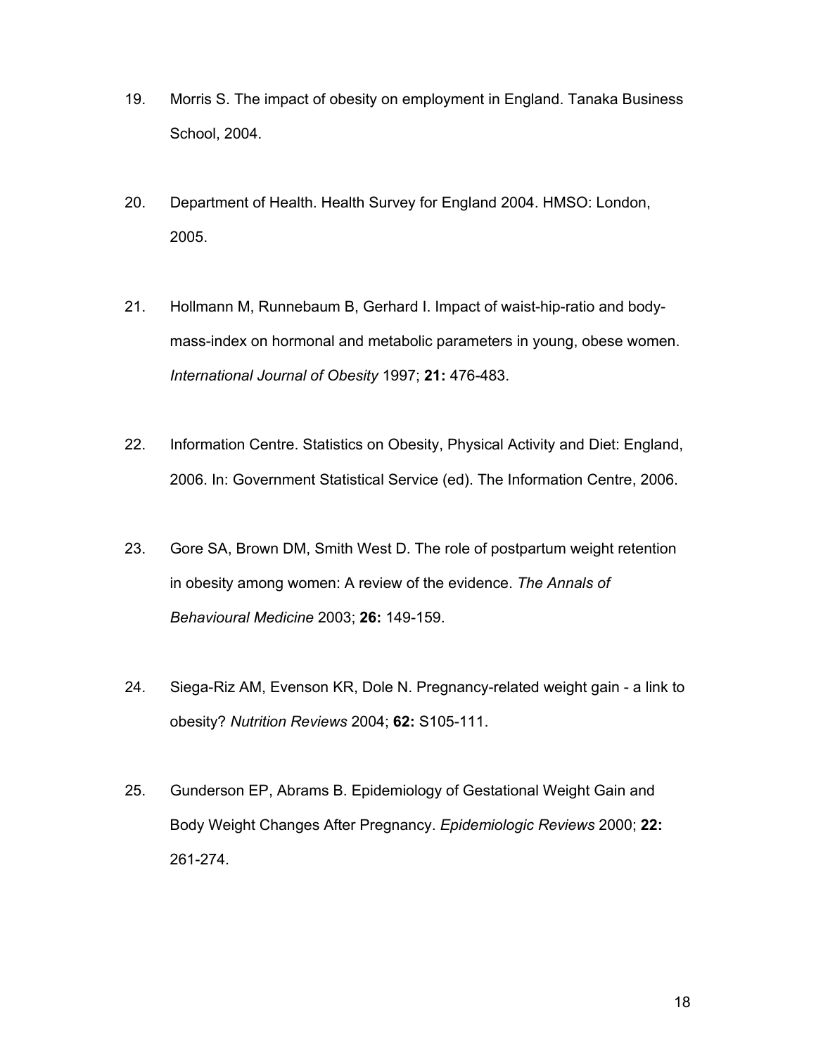19. Morris S. The impact of obesity on employment in England. Tanaka Business School, 2004.

20. Department of Health. Health Survey for England 2004. HMSO: London, 2005.

21. Hollmann M, Runnebaum B, Gerhard I. Impact of waist-hip-ratio and body-mass-index on hormonal and metabolic parameters in young, obese women. *International Journal of Obesity* 1997; **21:** 476-483.

22. Information Centre. Statistics on Obesity, Physical Activity and Diet: England, 2006. In: Government Statistical Service (ed). The Information Centre, 2006.

23. Gore SA, Brown DM, Smith West D. The role of postpartum weight retention in obesity among women: A review of the evidence. *The Annals of Behavioural Medicine* 2003; **26:** 149-159.

24. Siega-Riz AM, Evenson KR, Dole N. Pregnancy-related weight gain - a link to obesity? *Nutrition Reviews* 2004; **62:** S105-111.

25. Gunderson EP, Abrams B. Epidemiology of Gestational Weight Gain and Body Weight Changes After Pregnancy. *Epidemiologic Reviews* 2000; **22:** 261-274.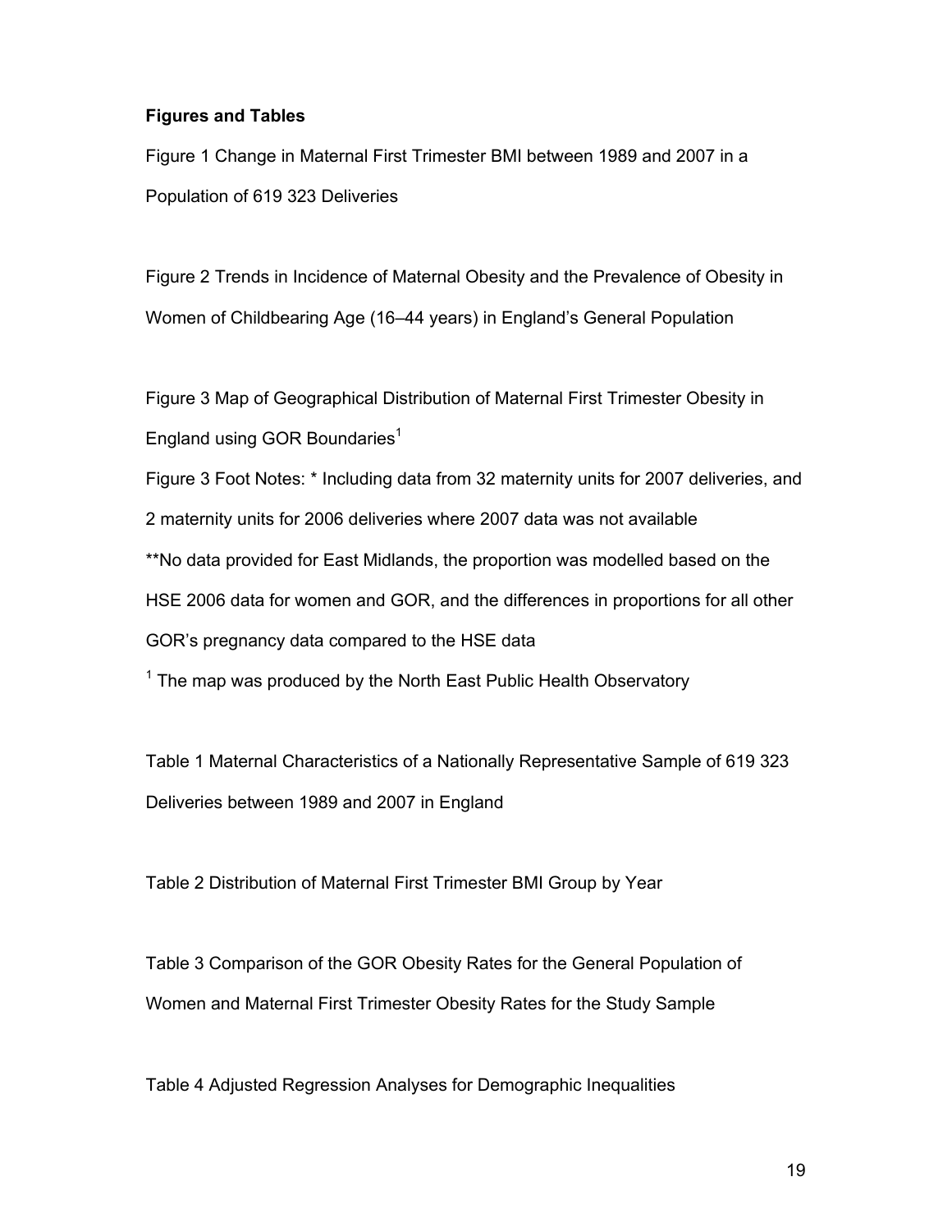**Figures and Tables**

Figure 1 Change in Maternal First Trimester BMI between 1989 and 2007 in a Population of 619 323 Deliveries

Figure 2 Trends in Incidence of Maternal Obesity and the Prevalence of Obesity in Women of Childbearing Age (16–44 years) in England's General Population

Figure 3 Map of Geographical Distribution of Maternal First Trimester Obesity in England using GOR Boundaries[1]

Figure 3 Foot Notes: * Including data from 32 maternity units for 2007 deliveries, and 2 maternity units for 2006 deliveries where 2007 data was not available

**No data provided for East Midlands, the proportion was modelled based on the HSE 2006 data for women and GOR, and the differences in proportions for all other GOR's pregnancy data compared to the HSE data

[1] The map was produced by the North East Public Health Observatory

Table 1 Maternal Characteristics of a Nationally Representative Sample of 619 323 Deliveries between 1989 and 2007 in England

Table 2 Distribution of Maternal First Trimester BMI Group by Year

Table 3 Comparison of the GOR Obesity Rates for the General Population of Women and Maternal First Trimester Obesity Rates for the Study Sample

Table 4 Adjusted Regression Analyses for Demographic Inequalities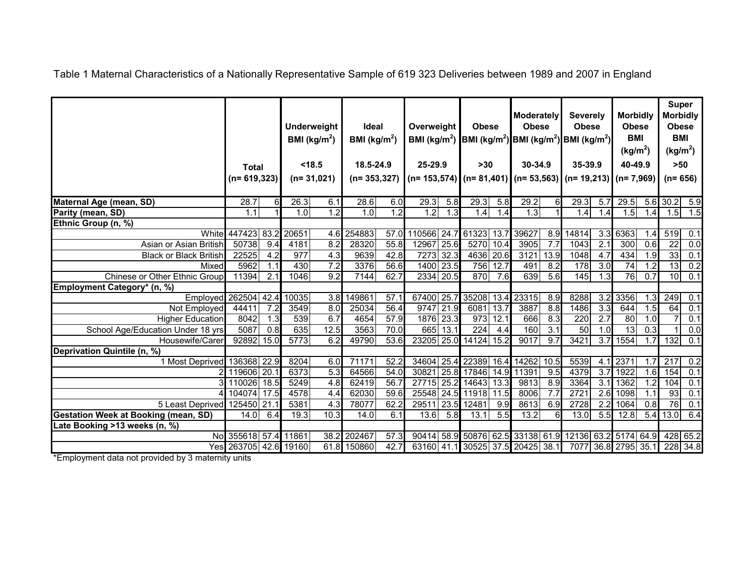Table 1 Maternal Characteristics of a Nationally Representative Sample of 619 323 Deliveries between 1989 and 2007 in England

| | Total (n= 619,323) | | Underweight BMI (kg/m$^2$) <18.5 (n= 31,021) | | Ideal BMI (kg/m$^2$) 18.5-24.9 (n= 353,327) | | Overweight BMI (kg/m$^2$) 25-29.9 (n= 153,574) | | Obese BMI (kg/m$^2$) >30 (n= 81,401) | | Moderately Obese BMI (kg/m$^2$) 30-34.9 (n= 53,563) | | Severely Obese BMI (kg/m$^2$) 35-39.9 (n= 19,213) | | Morbidly Obese BMI (kg/m$^2$) 40-49.9 (n= 7,969) | | Super Morbidly Obese BMI (kg/m$^2$) >50 (n= 656) | |
|---|---|---|---|---|---|---|---|---|---|---|---|---|---|---|---|---|---|---|
| **Maternal Age (mean, SD)** | 28.7 | 6 | 26.3 | 6.1 | 28.6 | 6.0 | 29.3 | 5.8 | 29.3 | 5.8 | 29.2 | 6 | 29.3 | 5.7 | 29.5 | 5.6 | 30.2 | 5.9 |
| **Parity (mean, SD)** | 1.1 | 1 | 1.0 | 1.2 | 1.0 | 1.2 | 1.2 | 1.3 | 1.4 | 1.4 | 1.3 | 1 | 1.4 | 1.4 | 1.5 | 1.4 | 1.5 | 1.5 |
| **Ethnic Group (n, %)** | | | | | | | | | | | | | | | | | | |
| White | 447423 | 83.2 | 20651 | 4.6 | 254883 | 57.0 | 110566 | 24.7 | 61323 | 13.7 | 39627 | 8.9 | 14814 | 3.3 | 6363 | 1.4 | 519 | 0.1 |
| Asian or Asian British | 50738 | 9.4 | 4181 | 8.2 | 28320 | 55.8 | 12967 | 25.6 | 5270 | 10.4 | 3905 | 7.7 | 1043 | 2.1 | 300 | 0.6 | 22 | 0.0 |
| Black or Black British | 22525 | 4.2 | 977 | 4.3 | 9639 | 42.8 | 7273 | 32.3 | 4636 | 20.6 | 3121 | 13.9 | 1048 | 4.7 | 434 | 1.9 | 33 | 0.1 |
| Mixed | 5962 | 1.1 | 430 | 7.2 | 3376 | 56.6 | 1400 | 23.5 | 756 | 12.7 | 491 | 8.2 | 178 | 3.0 | 74 | 1.2 | 13 | 0.2 |
| Chinese or Other Ethnic Group | 11394 | 2.1 | 1046 | 9.2 | 7144 | 62.7 | 2334 | 20.5 | 870 | 7.6 | 639 | 5.6 | 145 | 1.3 | 76 | 0.7 | 10 | 0.1 |
| **Employment Category* (n, %)** | | | | | | | | | | | | | | | | | | |
| Employed | 262504 | 42.4 | 10035 | 3.8 | 149861 | 57.1 | 67400 | 25.7 | 35208 | 13.4 | 23315 | 8.9 | 8288 | 3.2 | 3356 | 1.3 | 249 | 0.1 |
| Not Employed | 44411 | 7.2 | 3549 | 8.0 | 25034 | 56.4 | 9747 | 21.9 | 6081 | 13.7 | 3887 | 8.8 | 1486 | 3.3 | 644 | 1.5 | 64 | 0.1 |
| Higher Education | 8042 | 1.3 | 539 | 6.7 | 4654 | 57.9 | 1876 | 23.3 | 973 | 12.1 | 666 | 8.3 | 220 | 2.7 | 80 | 1.0 | 7 | 0.1 |
| School Age/Education Under 18 yrs | 5087 | 0.8 | 635 | 12.5 | 3563 | 70.0 | 665 | 13.1 | 224 | 4.4 | 160 | 3.1 | 50 | 1.0 | 13 | 0.3 | 1 | 0.0 |
| Housewife/Carer | 92892 | 15.0 | 5773 | 6.2 | 49790 | 53.6 | 23205 | 25.0 | 14124 | 15.2 | 9017 | 9.7 | 3421 | 3.7 | 1554 | 1.7 | 132 | 0.1 |
| **Deprivation Quintile (n, %)** | | | | | | | | | | | | | | | | | | |
| 1 Most Deprived | 136368 | 22.9 | 8204 | 6.0 | 71171 | 52.2 | 34604 | 25.4 | 22389 | 16.4 | 14262 | 10.5 | 5539 | 4.1 | 2371 | 1.7 | 217 | 0.2 |
| 2 | 119606 | 20.1 | 6373 | 5.3 | 64566 | 54.0 | 30821 | 25.8 | 17846 | 14.9 | 11391 | 9.5 | 4379 | 3.7 | 1922 | 1.6 | 154 | 0.1 |
| 3 | 110026 | 18.5 | 5249 | 4.8 | 62419 | 56.7 | 27715 | 25.2 | 14643 | 13.3 | 9813 | 8.9 | 3364 | 3.1 | 1362 | 1.2 | 104 | 0.1 |
| 4 | 104074 | 17.5 | 4578 | 4.4 | 62030 | 59.6 | 25548 | 24.5 | 11918 | 11.5 | 8006 | 7.7 | 2721 | 2.6 | 1098 | 1.1 | 93 | 0.1 |
| 5 Least Deprived | 125450 | 21.1 | 5381 | 4.3 | 78077 | 62.2 | 29511 | 23.5 | 12481 | 9.9 | 8613 | 6.9 | 2728 | 2.2 | 1064 | 0.8 | 76 | 0.1 |
| **Gestation Week at Booking (mean, SD)** | 14.0 | 6.4 | 19.3 | 10.3 | 14.0 | 6.1 | 13.6 | 5.8 | 13.1 | 5.5 | 13.2 | 6 | 13.0 | 5.5 | 12.8 | 5.4 | 13.0 | 6.4 |
| **Late Booking >13 weeks (n, %)** | | | | | | | | | | | | | | | | | | |
| No | 355618 | 57.4 | 11861 | 38.2 | 202467 | 57.3 | 90414 | 58.9 | 50876 | 62.5 | 33138 | 61.9 | 12136 | 63.2 | 5174 | 64.9 | 428 | 65.2 |
| Yes | 263705 | 42.6 | 19160 | 61.8 | 150860 | 42.7 | 63160 | 41.1 | 30525 | 37.5 | 20425 | 38.1 | 7077 | 36.8 | 2795 | 35.1 | 228 | 34.8 |

*Employment data not provided by 3 maternity units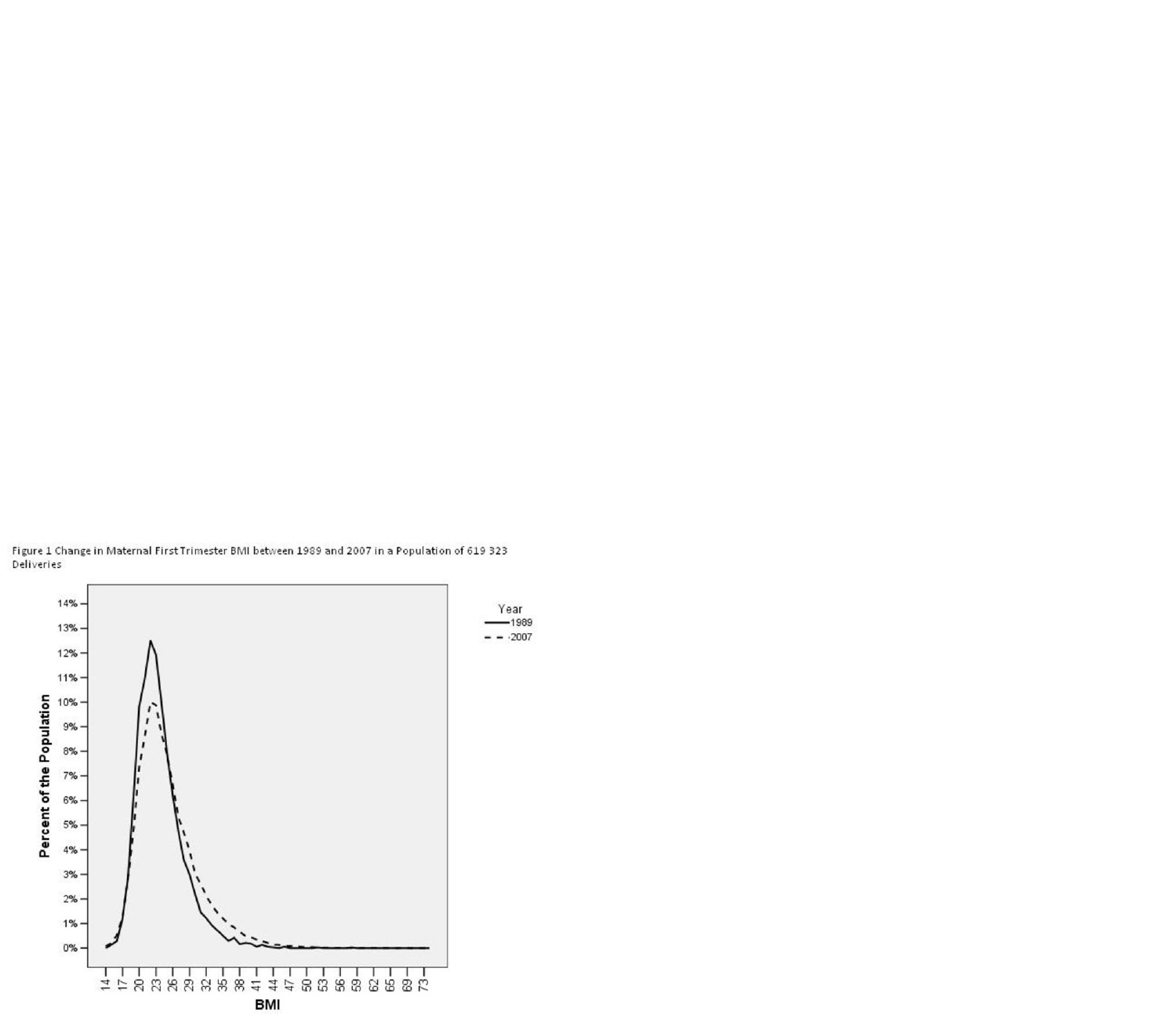Figure 1 Change in Maternal First Trimester BMI between 1989 and 2007 in a Population of 619 323 Deliveries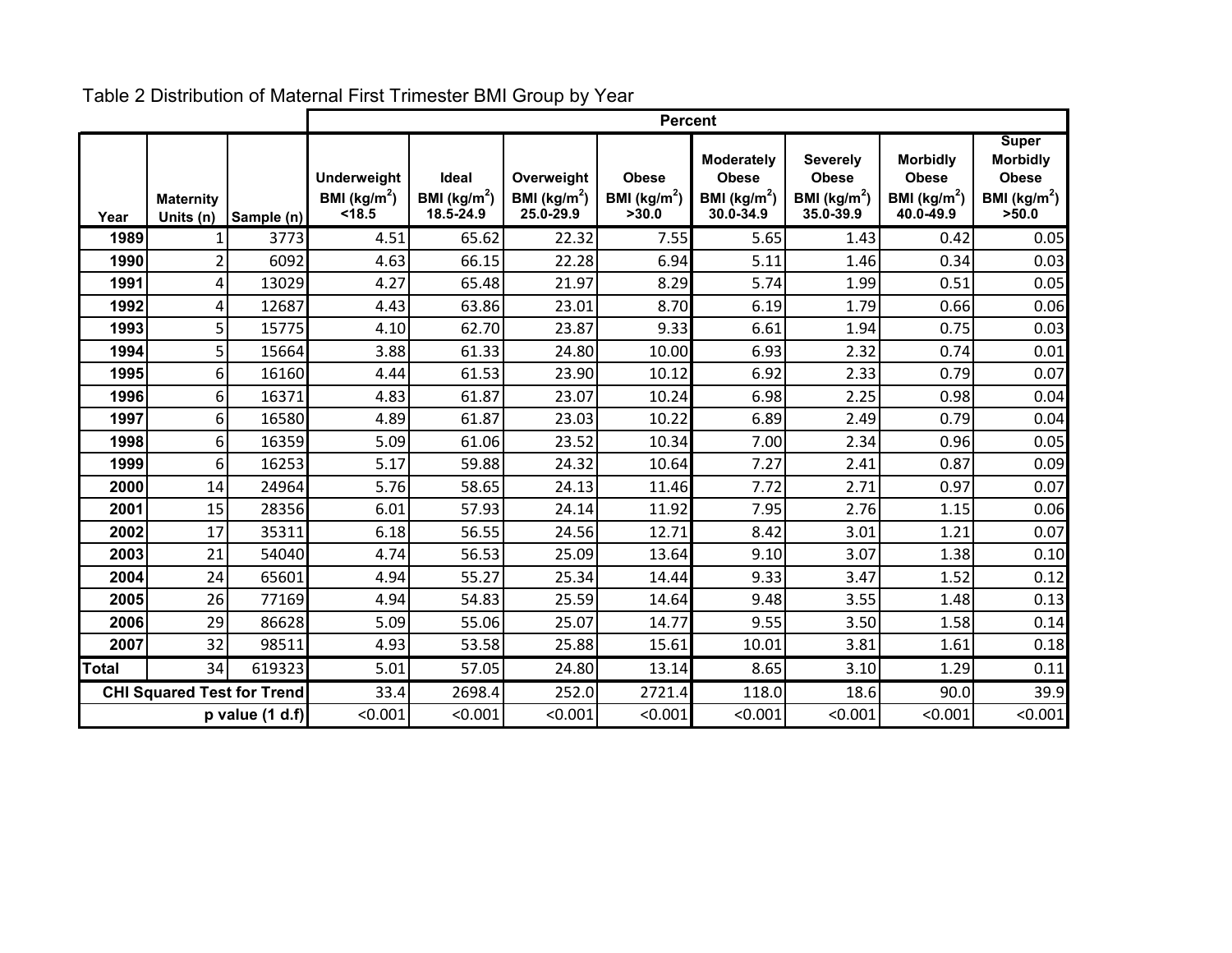Table 2 Distribution of Maternal First Trimester BMI Group by Year

| | | | Percent | | | | | | | |
|---|---|---|---|---|---|---|---|---|---|---|
| Year | Maternity Units (n) | Sample (n) | Underweight BMI ($kg/m^2$) <18.5 | Ideal BMI ($kg/m^2$) 18.5-24.9 | Overweight BMI ($kg/m^2$) 25.0-29.9 | Obese BMI ($kg/m^2$) >30.0 | Moderately Obese BMI ($kg/m^2$) 30.0-34.9 | Severely Obese BMI ($kg/m^2$) 35.0-39.9 | Morbidly Obese BMI ($kg/m^2$) 40.0-49.9 | Super Morbidly Obese BMI ($kg/m^2$) >50.0 |
| **1989** | 1 | 3773 | 4.51 | 65.62 | 22.32 | 7.55 | 5.65 | 1.43 | 0.42 | 0.05 |
| **1990** | 2 | 6092 | 4.63 | 66.15 | 22.28 | 6.94 | 5.11 | 1.46 | 0.34 | 0.03 |
| **1991** | 4 | 13029 | 4.27 | 65.48 | 21.97 | 8.29 | 5.74 | 1.99 | 0.51 | 0.05 |
| **1992** | 4 | 12687 | 4.43 | 63.86 | 23.01 | 8.70 | 6.19 | 1.79 | 0.66 | 0.06 |
| **1993** | 5 | 15775 | 4.10 | 62.70 | 23.87 | 9.33 | 6.61 | 1.94 | 0.75 | 0.03 |
| **1994** | 5 | 15664 | 3.88 | 61.33 | 24.80 | 10.00 | 6.93 | 2.32 | 0.74 | 0.01 |
| **1995** | 6 | 16160 | 4.44 | 61.53 | 23.90 | 10.12 | 6.92 | 2.33 | 0.79 | 0.07 |
| **1996** | 6 | 16371 | 4.83 | 61.87 | 23.07 | 10.24 | 6.98 | 2.25 | 0.98 | 0.04 |
| **1997** | 6 | 16580 | 4.89 | 61.87 | 23.03 | 10.22 | 6.89 | 2.49 | 0.79 | 0.04 |
| **1998** | 6 | 16359 | 5.09 | 61.06 | 23.52 | 10.34 | 7.00 | 2.34 | 0.96 | 0.05 |
| **1999** | 6 | 16253 | 5.17 | 59.88 | 24.32 | 10.64 | 7.27 | 2.41 | 0.87 | 0.09 |
| **2000** | 14 | 24964 | 5.76 | 58.65 | 24.13 | 11.46 | 7.72 | 2.71 | 0.97 | 0.07 |
| **2001** | 15 | 28356 | 6.01 | 57.93 | 24.14 | 11.92 | 7.95 | 2.76 | 1.15 | 0.06 |
| **2002** | 17 | 35311 | 6.18 | 56.55 | 24.56 | 12.71 | 8.42 | 3.01 | 1.21 | 0.07 |
| **2003** | 21 | 54040 | 4.74 | 56.53 | 25.09 | 13.64 | 9.10 | 3.07 | 1.38 | 0.10 |
| **2004** | 24 | 65601 | 4.94 | 55.27 | 25.34 | 14.44 | 9.33 | 3.47 | 1.52 | 0.12 |
| **2005** | 26 | 77169 | 4.94 | 54.83 | 25.59 | 14.64 | 9.48 | 3.55 | 1.48 | 0.13 |
| **2006** | 29 | 86628 | 5.09 | 55.06 | 25.07 | 14.77 | 9.55 | 3.50 | 1.58 | 0.14 |
| **2007** | 32 | 98511 | 4.93 | 53.58 | 25.88 | 15.61 | 10.01 | 3.81 | 1.61 | 0.18 |
| **Total** | 34 | 619323 | 5.01 | 57.05 | 24.80 | 13.14 | 8.65 | 3.10 | 1.29 | 0.11 |
| **CHI Squared Test for Trend** | | | 33.4 | 2698.4 | 252.0 | 2721.4 | 118.0 | 18.6 | 90.0 | 39.9 |
| **p value (1 d.f)** | | | <0.001 | <0.001 | <0.001 | <0.001 | <0.001 | <0.001 | <0.001 | <0.001 |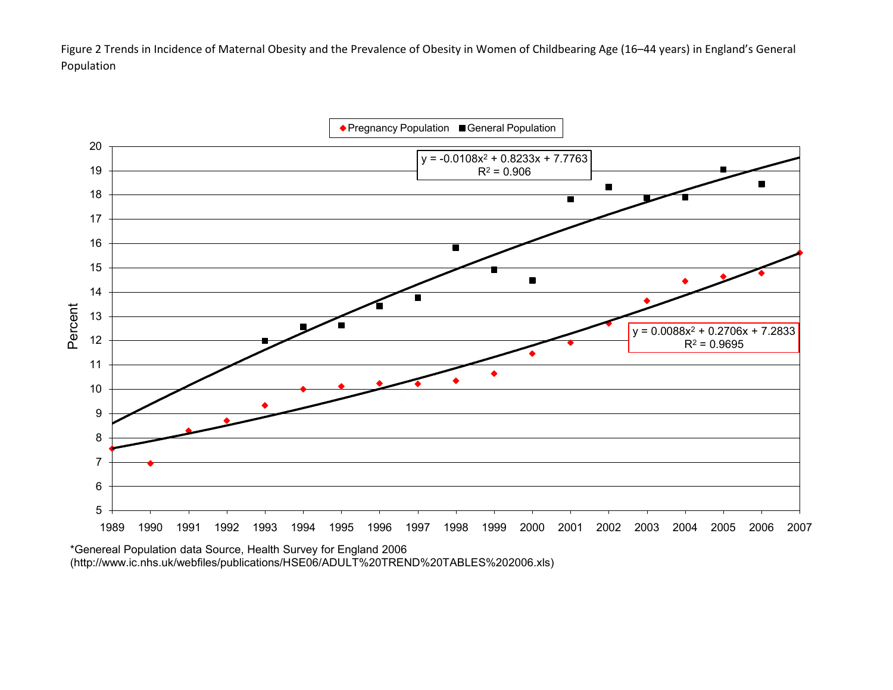Figure 2 Trends in Incidence of Maternal Obesity and the Prevalence of Obesity in Women of Childbearing Age (16–44 years) in England's General Population

*Genereal Population data Source, Health Survey for England 2006 (http://www.ic.nhs.uk/webfiles/publications/HSE06/ADULT%20TREND%20TABLES%202006.xls)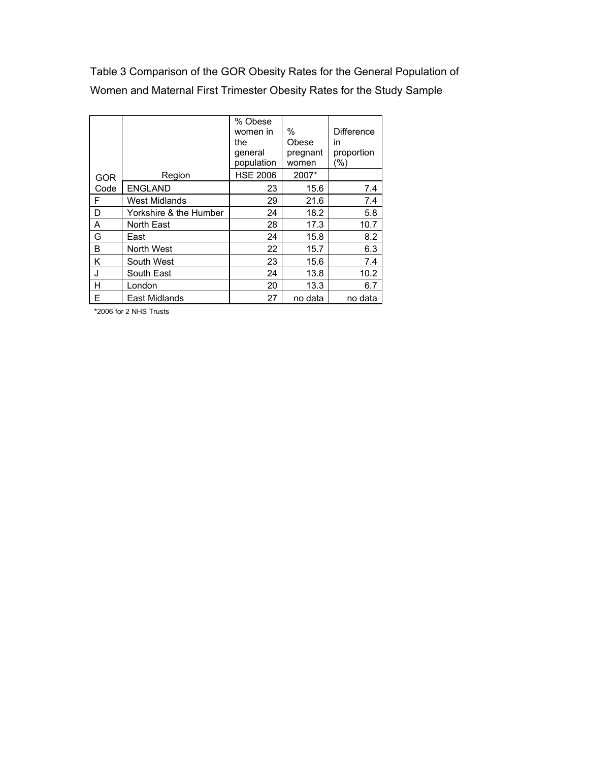Table 3 Comparison of the GOR Obesity Rates for the General Population of Women and Maternal First Trimester Obesity Rates for the Study Sample

| GOR Code | Region | % Obese women in the general population HSE 2006 | % Obese pregnant women 2007* | Difference in proportion (%) |
|---|---|---|---|---|
| | ENGLAND | 23 | 15.6 | 7.4 |
| F | West Midlands | 29 | 21.6 | 7.4 |
| D | Yorkshire & the Humber | 24 | 18.2 | 5.8 |
| A | North East | 28 | 17.3 | 10.7 |
| G | East | 24 | 15.8 | 8.2 |
| B | North West | 22 | 15.7 | 6.3 |
| K | South West | 23 | 15.6 | 7.4 |
| J | South East | 24 | 13.8 | 10.2 |
| H | London | 20 | 13.3 | 6.7 |
| E | East Midlands | 27 | no data | no data |

*2006 for 2 NHS Trusts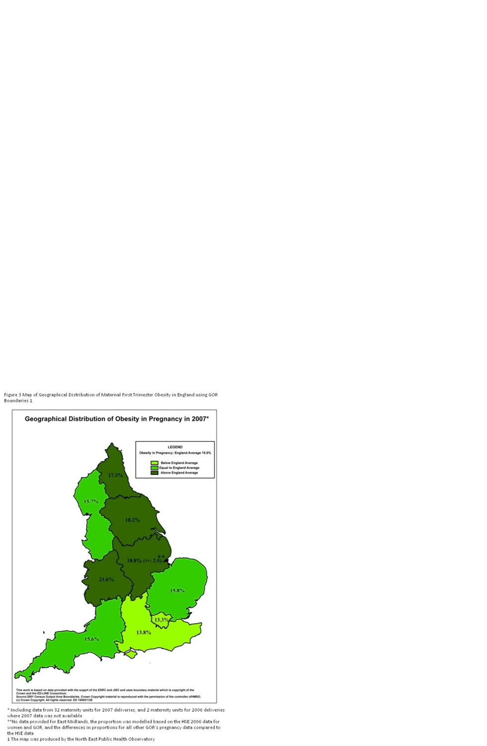Figure 3 Map of Geographical Distribution of Maternal First Trimester Obesity in England using GOR Boundaries 1

**Geographical Distribution of Obesity in Pregnancy in 2007***

LEGEND

Obesity in Pregnancy: England Average 15.6%

- Below England Average
- Equal to England Average
- Above England Average

17.3%

15.7%

18.2%

18.8% (+/- 2.5) **

21.6%

15.8%

13.3%

13.8%

15.6%

This work is based on data provided with the supprt of the ESRC and JISC and uses boundary material which is copyright of the Crown and the ED-LINE Consortium.
Source:2001 Census Output Area Boundaries. Crown Copyright material is reproduced with the permission of the controller ofHMSO.
(c) Crown Copyright. All rights reserved. ED 100021128

* Including data from 32 maternity units for 2007 deliveries, and 2 maternity units for 2006 deliveries where 2007 data was not available

**No data provided for East Midlands, the proportion was modelled based on the HSE 2006 data for women and GOR, and the differences in proportions for all other GOR's pregnancy data compared to the HSE data

1 The map was produced by the North East Public Health Observatory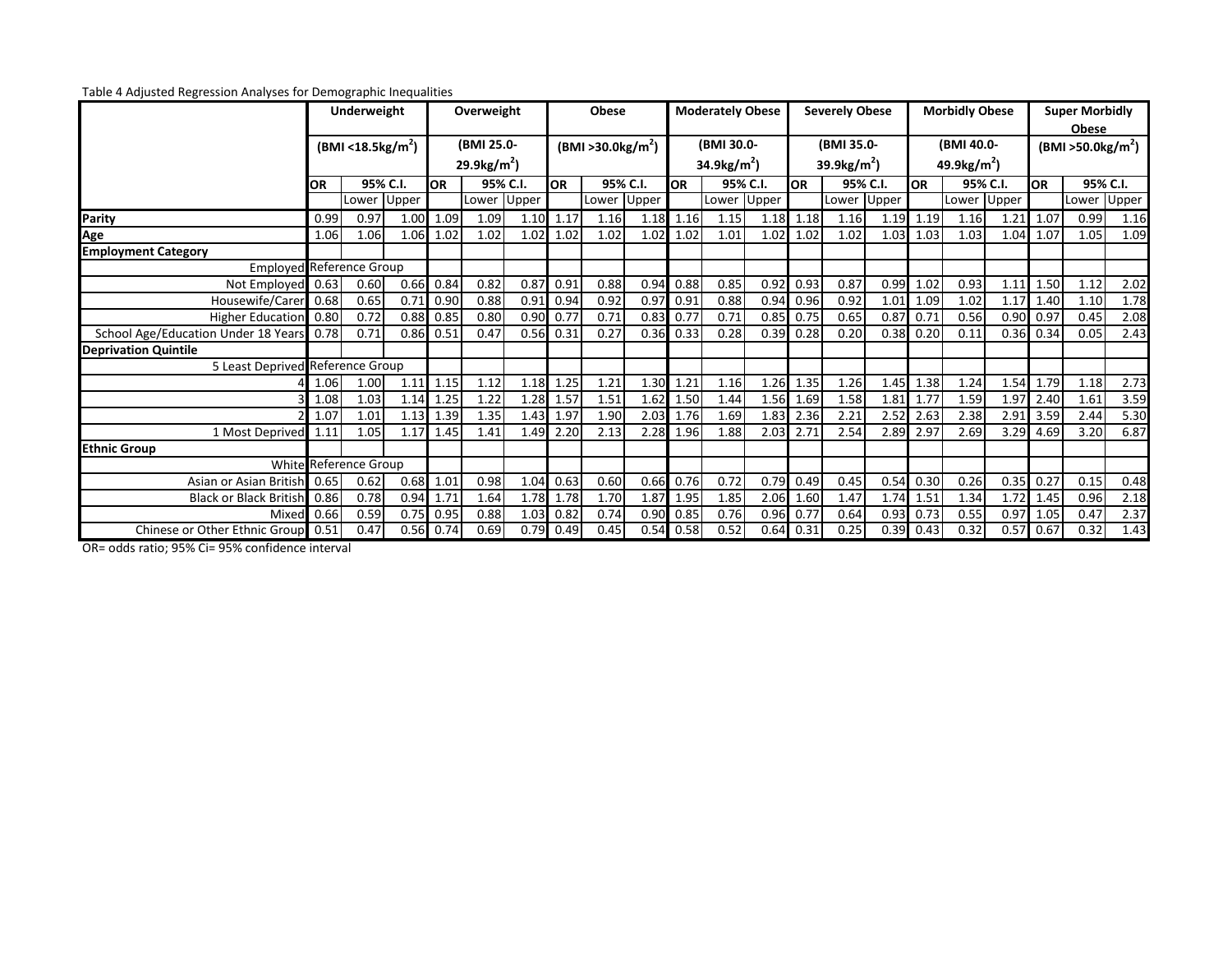Table 4 Adjusted Regression Analyses for Demographic Inequalities

| | Underweight (BMI <18.5kg/m$^2$) | | | Overweight (BMI 25.0-29.9kg/m$^2$) | | | Obese (BMI >30.0kg/m$^2$) | | | Moderately Obese (BMI 30.0-34.9kg/m$^2$) | | | Severely Obese (BMI 35.0-39.9kg/m$^2$) | | | Morbidly Obese (BMI 40.0-49.9kg/m$^2$) | | | Super Morbidly Obese (BMI >50.0kg/m$^2$) | | |
|---|---|---|---|---|---|---|---|---|---|---|---|---|---|---|---|---|---|---|---|---|---|
| | OR | 95% C.I. | | OR | 95% C.I. | | OR | 95% C.I. | | OR | 95% C.I. | | OR | 95% C.I. | | OR | 95% C.I. | | OR | 95% C.I. | |
| | | Lower | Upper | | Lower | Upper | | Lower | Upper | | Lower | Upper | | Lower | Upper | | Lower | Upper | | Lower | Upper |
| **Parity** | 0.99 | 0.97 | 1.00 | 1.09 | 1.09 | 1.10 | 1.17 | 1.16 | 1.18 | 1.16 | 1.15 | 1.18 | 1.18 | 1.16 | 1.19 | 1.19 | 1.16 | 1.21 | 1.07 | 0.99 | 1.16 |
| **Age** | 1.06 | 1.06 | 1.06 | 1.02 | 1.02 | 1.02 | 1.02 | 1.02 | 1.02 | 1.02 | 1.01 | 1.02 | 1.02 | 1.02 | 1.03 | 1.03 | 1.03 | 1.04 | 1.07 | 1.05 | 1.09 |
| **Employment Category** | | | | | | | | | | | | | | | | | | | | | |
| Employed | Reference Group | | | | | | | | | | | | | | | | | | | | |
| Not Employed | 0.63 | 0.60 | 0.66 | 0.84 | 0.82 | 0.87 | 0.91 | 0.88 | 0.94 | 0.88 | 0.85 | 0.92 | 0.93 | 0.87 | 0.99 | 1.02 | 0.93 | 1.11 | 1.50 | 1.12 | 2.02 |
| Housewife/Carer | 0.68 | 0.65 | 0.71 | 0.90 | 0.88 | 0.91 | 0.94 | 0.92 | 0.97 | 0.91 | 0.88 | 0.94 | 0.96 | 0.92 | 1.01 | 1.09 | 1.02 | 1.17 | 1.40 | 1.10 | 1.78 |
| Higher Education | 0.80 | 0.72 | 0.88 | 0.85 | 0.80 | 0.90 | 0.77 | 0.71 | 0.83 | 0.77 | 0.71 | 0.85 | 0.75 | 0.65 | 0.87 | 0.71 | 0.56 | 0.90 | 0.97 | 0.45 | 2.08 |
| School Age/Education Under 18 Years | 0.78 | 0.71 | 0.86 | 0.51 | 0.47 | 0.56 | 0.31 | 0.27 | 0.36 | 0.33 | 0.28 | 0.39 | 0.28 | 0.20 | 0.38 | 0.20 | 0.11 | 0.36 | 0.34 | 0.05 | 2.43 |
| **Deprivation Quintile** | | | | | | | | | | | | | | | | | | | | | |
| 5 Least Deprived | Reference Group | | | | | | | | | | | | | | | | | | | | |
| 4 | 1.06 | 1.00 | 1.11 | 1.15 | 1.12 | 1.18 | 1.25 | 1.21 | 1.30 | 1.21 | 1.16 | 1.26 | 1.35 | 1.26 | 1.45 | 1.38 | 1.24 | 1.54 | 1.79 | 1.18 | 2.73 |
| 3 | 1.08 | 1.03 | 1.14 | 1.25 | 1.22 | 1.28 | 1.57 | 1.51 | 1.62 | 1.50 | 1.44 | 1.56 | 1.69 | 1.58 | 1.81 | 1.77 | 1.59 | 1.97 | 2.40 | 1.61 | 3.59 |
| 2 | 1.07 | 1.01 | 1.13 | 1.39 | 1.35 | 1.43 | 1.97 | 1.90 | 2.03 | 1.76 | 1.69 | 1.83 | 2.36 | 2.21 | 2.52 | 2.63 | 2.38 | 2.91 | 3.59 | 2.44 | 5.30 |
| 1 Most Deprived | 1.11 | 1.05 | 1.17 | 1.45 | 1.41 | 1.49 | 2.20 | 2.13 | 2.28 | 1.96 | 1.88 | 2.03 | 2.71 | 2.54 | 2.89 | 2.97 | 2.69 | 3.29 | 4.69 | 3.20 | 6.87 |
| **Ethnic Group** | | | | | | | | | | | | | | | | | | | | | |
| White | Reference Group | | | | | | | | | | | | | | | | | | | | |
| Asian or Asian British | 0.65 | 0.62 | 0.68 | 1.01 | 0.98 | 1.04 | 0.63 | 0.60 | 0.66 | 0.76 | 0.72 | 0.79 | 0.49 | 0.45 | 0.54 | 0.30 | 0.26 | 0.35 | 0.27 | 0.15 | 0.48 |
| Black or Black British | 0.86 | 0.78 | 0.94 | 1.71 | 1.64 | 1.78 | 1.78 | 1.70 | 1.87 | 1.95 | 1.85 | 2.06 | 1.60 | 1.47 | 1.74 | 1.51 | 1.34 | 1.72 | 1.45 | 0.96 | 2.18 |
| Mixed | 0.66 | 0.59 | 0.75 | 0.95 | 0.88 | 1.03 | 0.82 | 0.74 | 0.90 | 0.85 | 0.76 | 0.96 | 0.77 | 0.64 | 0.93 | 0.73 | 0.55 | 0.97 | 1.05 | 0.47 | 2.37 |
| Chinese or Other Ethnic Group | 0.51 | 0.47 | 0.56 | 0.74 | 0.69 | 0.79 | 0.49 | 0.45 | 0.54 | 0.58 | 0.52 | 0.64 | 0.31 | 0.25 | 0.39 | 0.43 | 0.32 | 0.57 | 0.67 | 0.32 | 1.43 |

OR= odds ratio; 95% Ci= 95% confidence interval